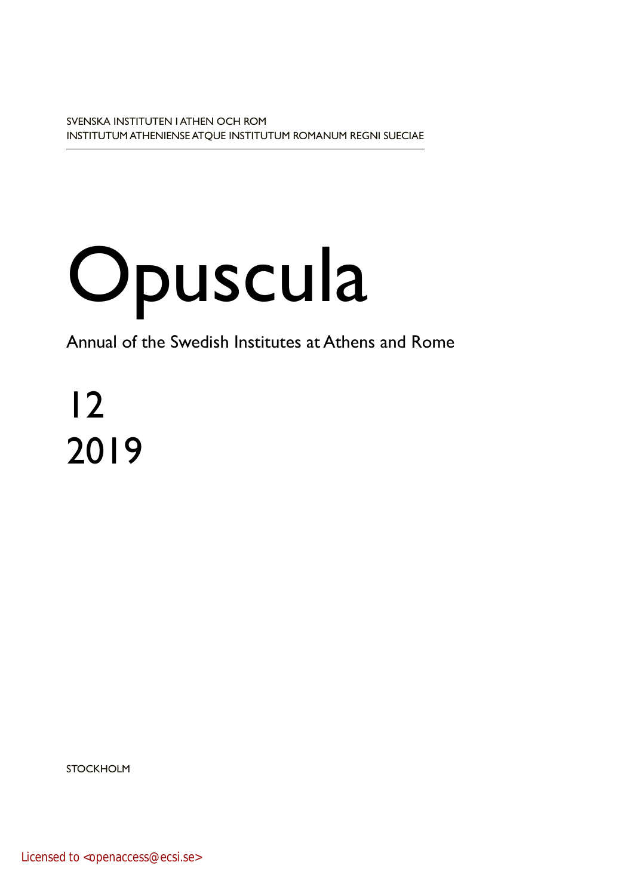SVENSKA INSTITUTEN I ATHEN OCH ROM
INSTITUTUM ATHENIENSE ATQUE INSTITUTUM ROMANUM REGNI SUECIAE

# Opuscula

Annual of the Swedish Institutes at Athens and Rome

12
2019

STOCKHOLM

Licensed to <openaccess@ecsi.se>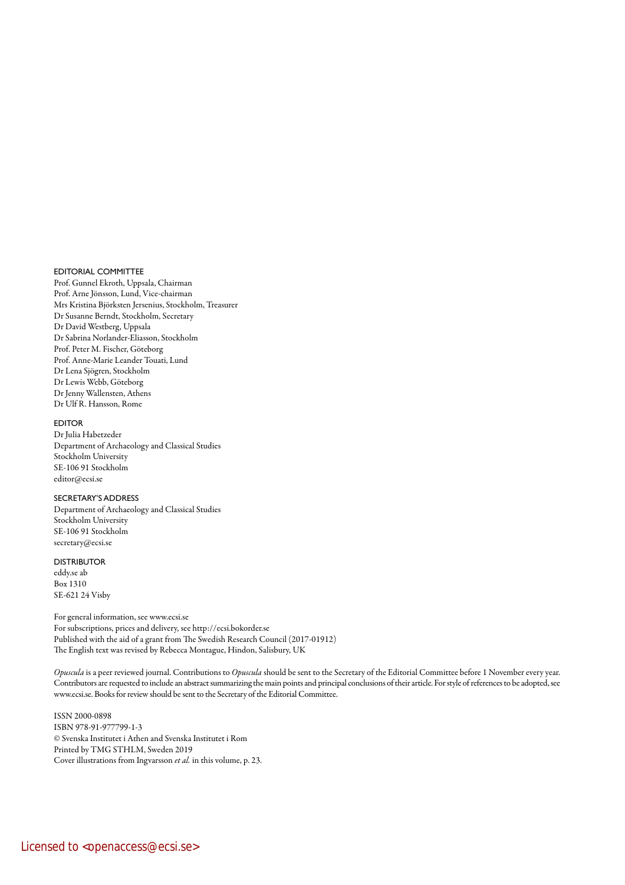## EDITORIAL COMMITTEE

Prof. Gunnel Ekroth, Uppsala, Chairman
Prof. Arne Jönsson, Lund, Vice-chairman
Mrs Kristina Björksten Jersenius, Stockholm, Treasurer
Dr Susanne Berndt, Stockholm, Secretary
Dr David Westberg, Uppsala
Dr Sabrina Norlander-Eliasson, Stockholm
Prof. Peter M. Fischer, Göteborg
Prof. Anne-Marie Leander Touati, Lund
Dr Lena Sjögren, Stockholm
Dr Lewis Webb, Göteborg
Dr Jenny Wallensten, Athens
Dr Ulf R. Hansson, Rome

## EDITOR

Dr Julia Habetzeder
Department of Archaeology and Classical Studies
Stockholm University
SE-106 91 Stockholm
editor@ecsi.se

## SECRETARY'S ADDRESS

Department of Archaeology and Classical Studies
Stockholm University
SE-106 91 Stockholm
secretary@ecsi.se

## DISTRIBUTOR

eddy.se ab
Box 1310
SE-621 24 Visby

For general information, see www.ecsi.se
For subscriptions, prices and delivery, see http://ecsi.bokorder.se
Published with the aid of a grant from The Swedish Research Council (2017-01912)
The English text was revised by Rebecca Montague, Hindon, Salisbury, UK

*Opuscula* is a peer reviewed journal. Contributions to *Opuscula* should be sent to the Secretary of the Editorial Committee before 1 November every year. Contributors are requested to include an abstract summarizing the main points and principal conclusions of their article. For style of references to be adopted, see www.ecsi.se. Books for review should be sent to the Secretary of the Editorial Committee.

ISSN 2000-0898
ISBN 978-91-977799-1-3
© Svenska Institutet i Athen and Svenska Institutet i Rom
Printed by TMG STHLM, Sweden 2019
Cover illustrations from Ingvarsson *et al.* in this volume, p. 23.

Licensed to <openaccess@ecsi.se>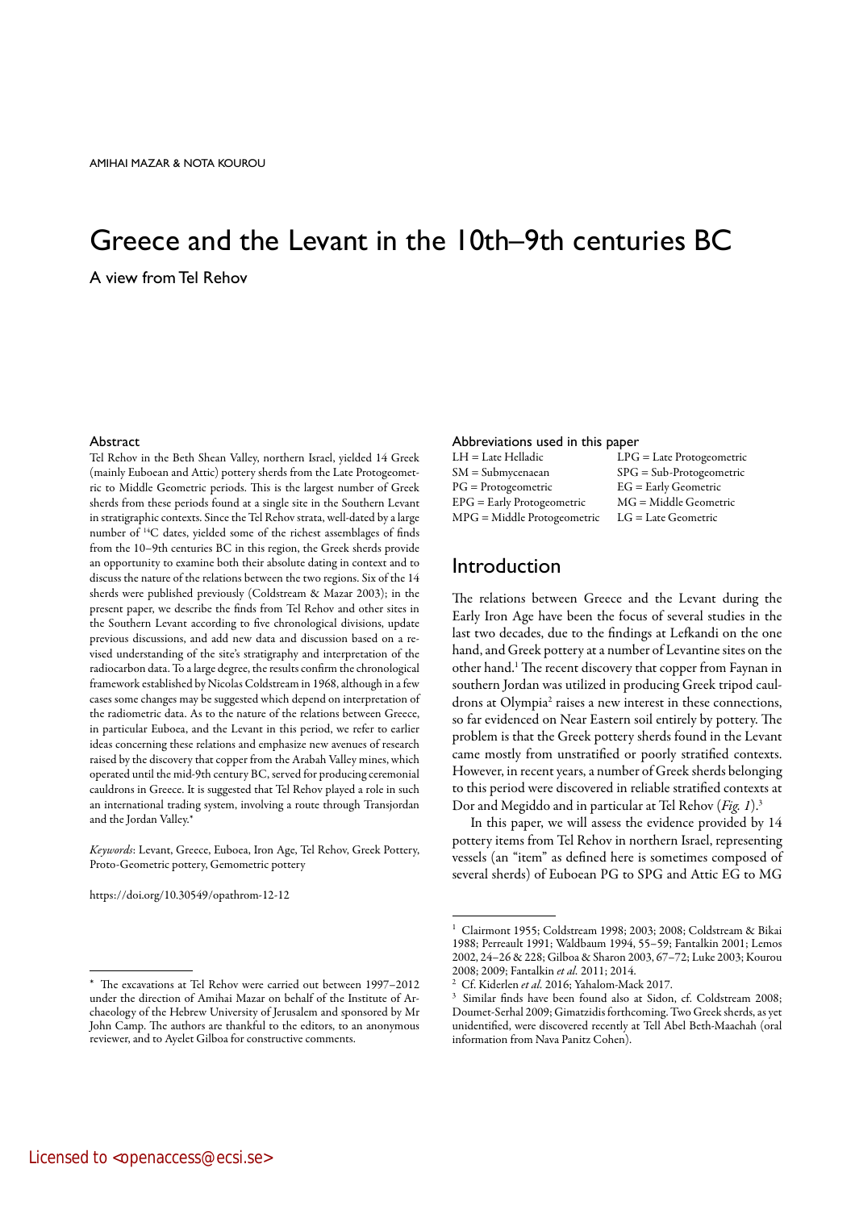AMIHAI MAZAR & NOTA KOUROU

# Greece and the Levant in the 10th–9th centuries BC

A view from Tel Rehov

### Abstract

Tel Rehov in the Beth Shean Valley, northern Israel, yielded 14 Greek (mainly Euboean and Attic) pottery sherds from the Late Protogeometric to Middle Geometric periods. This is the largest number of Greek sherds from these periods found at a single site in the Southern Levant in stratigraphic contexts. Since the Tel Rehov strata, well-dated by a large number of $^{14}C$ dates, yielded some of the richest assemblages of finds from the 10–9th centuries BC in this region, the Greek sherds provide an opportunity to examine both their absolute dating in context and to discuss the nature of the relations between the two regions. Six of the 14 sherds were published previously (Coldstream & Mazar 2003); in the present paper, we describe the finds from Tel Rehov and other sites in the Southern Levant according to five chronological divisions, update previous discussions, and add new data and discussion based on a revised understanding of the site's stratigraphy and interpretation of the radiocarbon data. To a large degree, the results confirm the chronological framework established by Nicolas Coldstream in 1968, although in a few cases some changes may be suggested which depend on interpretation of the radiometric data. As to the nature of the relations between Greece, in particular Euboea, and the Levant in this period, we refer to earlier ideas concerning these relations and emphasize new avenues of research raised by the discovery that copper from the Arabah Valley mines, which operated until the mid-9th century BC, served for producing ceremonial cauldrons in Greece. It is suggested that Tel Rehov played a role in such an international trading system, involving a route through Transjordan and the Jordan Valley.*

*Keywords*: Levant, Greece, Euboea, Iron Age, Tel Rehov, Greek Pottery, Proto-Geometric pottery, Gemometric pottery

https://doi.org/10.30549/opathrom-12-12

\* The excavations at Tel Rehov were carried out between 1997–2012 under the direction of Amihai Mazar on behalf of the Institute of Archaeology of the Hebrew University of Jerusalem and sponsored by Mr John Camp. The authors are thankful to the editors, to an anonymous reviewer, and to Ayelet Gilboa for constructive comments.

### Abbreviations used in this paper

| | |
|---|---|
| LH = Late Helladic | LPG = Late Protogeometric |
| SM = Submycenaean | SPG = Sub-Protogeometric |
| PG = Protogeometric | EG = Early Geometric |
| EPG = Early Protogeometric | MG = Middle Geometric |
| MPG = Middle Protogeometric | LG = Late Geometric |

## Introduction

The relations between Greece and the Levant during the Early Iron Age have been the focus of several studies in the last two decades, due to the findings at Lefkandi on the one hand, and Greek pottery at a number of Levantine sites on the other hand.[1] The recent discovery that copper from Faynan in southern Jordan was utilized in producing Greek tripod cauldrons at Olympia[2] raises a new interest in these connections, so far evidenced on Near Eastern soil entirely by pottery. The problem is that the Greek pottery sherds found in the Levant came mostly from unstratified or poorly stratified contexts. However, in recent years, a number of Greek sherds belonging to this period were discovered in reliable stratified contexts at Dor and Megiddo and in particular at Tel Rehov (*Fig. 1*).[3]

In this paper, we will assess the evidence provided by 14 pottery items from Tel Rehov in northern Israel, representing vessels (an "item" as defined here is sometimes composed of several sherds) of Euboean PG to SPG and Attic EG to MG

[1] Clairmont 1955; Coldstream 1998; 2003; 2008; Coldstream & Bikai 1988; Perreault 1991; Waldbaum 1994, 55–59; Fantalkin 2001; Lemos 2002, 24–26 & 228; Gilboa & Sharon 2003, 67–72; Luke 2003; Kourou 2008; 2009; Fantalkin *et al.* 2011; 2014.

[2] Cf. Kiderlen *et al.* 2016; Yahalom-Mack 2017.

[3] Similar finds have been found also at Sidon, cf. Coldstream 2008; Doumet-Serhal 2009; Gimatzidis forthcoming. Two Greek sherds, as yet unidentified, were discovered recently at Tell Abel Beth-Maachah (oral information from Nava Panitz Cohen).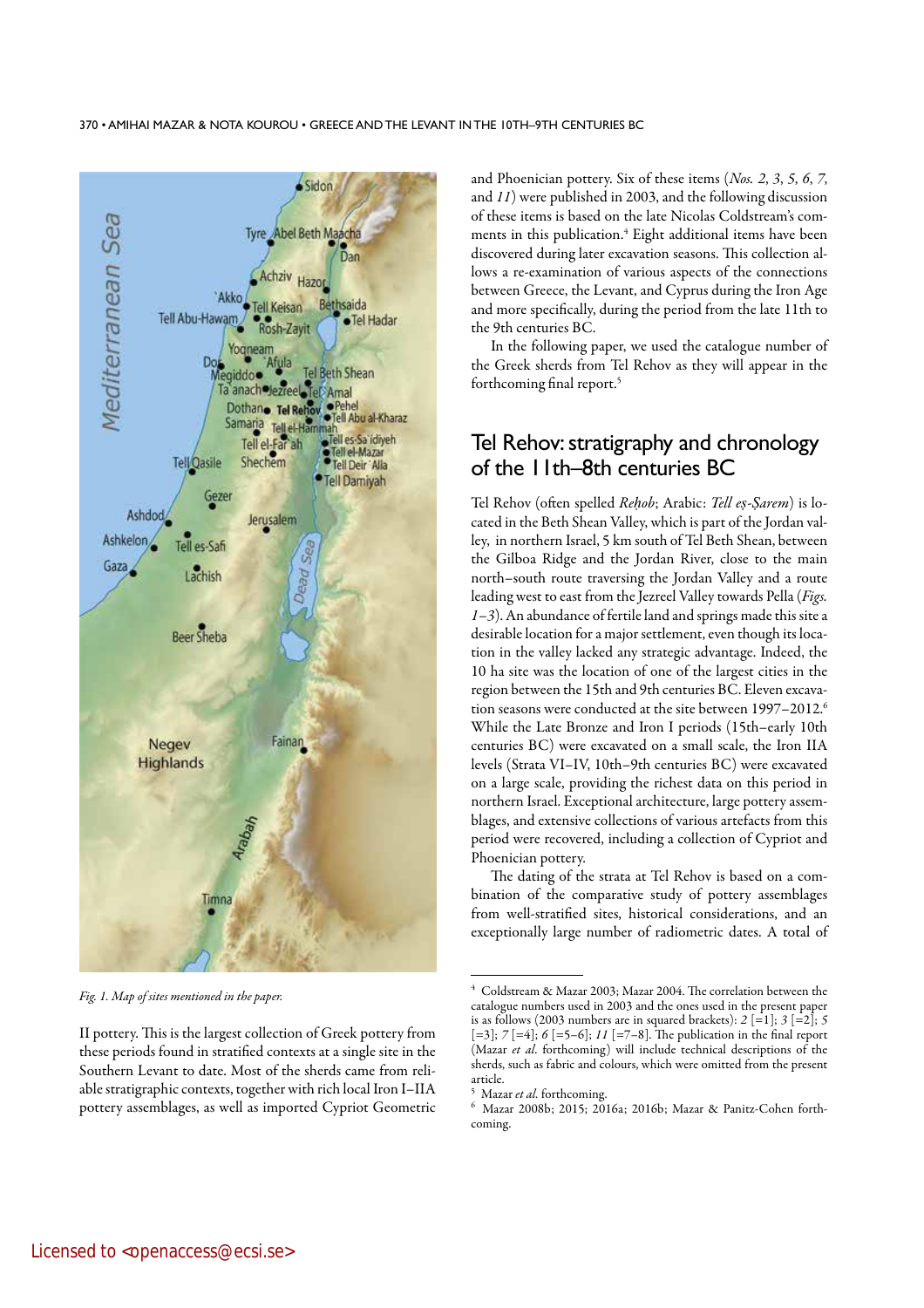Fig. 1. Map of sites mentioned in the paper.

II pottery. This is the largest collection of Greek pottery from these periods found in stratified contexts at a single site in the Southern Levant to date. Most of the sherds came from reliable stratigraphic contexts, together with rich local Iron I–IIA pottery assemblages, as well as imported Cypriot Geometric and Phoenician pottery. Six of these items (*Nos. 2, 3, 5, 6, 7,* and *11*) were published in 2003, and the following discussion of these items is based on the late Nicolas Coldstream's comments in this publication.[4] Eight additional items have been discovered during later excavation seasons. This collection allows a re-examination of various aspects of the connections between Greece, the Levant, and Cyprus during the Iron Age and more specifically, during the period from the late 11th to the 9th centuries BC.

In the following paper, we used the catalogue number of the Greek sherds from Tel Rehov as they will appear in the forthcoming final report.[5]

## Tel Rehov: stratigraphy and chronology of the 11th–8th centuries BC

Tel Rehov (often spelled *Reḥob*; Arabic: *Tell eṣ-Ṣarem*) is located in the Beth Shean Valley, which is part of the Jordan valley, in northern Israel, 5 km south of Tel Beth Shean, between the Gilboa Ridge and the Jordan River, close to the main north–south route traversing the Jordan Valley and a route leading west to east from the Jezreel Valley towards Pella (*Figs. 1–3*). An abundance of fertile land and springs made this site a desirable location for a major settlement, even though its location in the valley lacked any strategic advantage. Indeed, the 10 ha site was the location of one of the largest cities in the region between the 15th and 9th centuries BC. Eleven excavation seasons were conducted at the site between 1997–2012.[6] While the Late Bronze and Iron I periods (15th–early 10th centuries BC) were excavated on a small scale, the Iron IIA levels (Strata VI–IV, 10th–9th centuries BC) were excavated on a large scale, providing the richest data on this period in northern Israel. Exceptional architecture, large pottery assemblages, and extensive collections of various artefacts from this period were recovered, including a collection of Cypriot and Phoenician pottery.

The dating of the strata at Tel Rehov is based on a combination of the comparative study of pottery assemblages from well-stratified sites, historical considerations, and an exceptionally large number of radiometric dates. A total of

---

[4] Coldstream & Mazar 2003; Mazar 2004. The correlation between the catalogue numbers used in 2003 and the ones used in the present paper is as follows (2003 numbers are in squared brackets): *2* [=1]; *3* [=2]; *5* [=3]; *7* [=4]; *6* [=5–6]; *11* [=7–8]. The publication in the final report (Mazar *et al.* forthcoming) will include technical descriptions of the sherds, such as fabric and colours, which were omitted from the present article.

[5] Mazar *et al.* forthcoming.

[6] Mazar 2008b; 2015; 2016a; 2016b; Mazar & Panitz-Cohen forthcoming.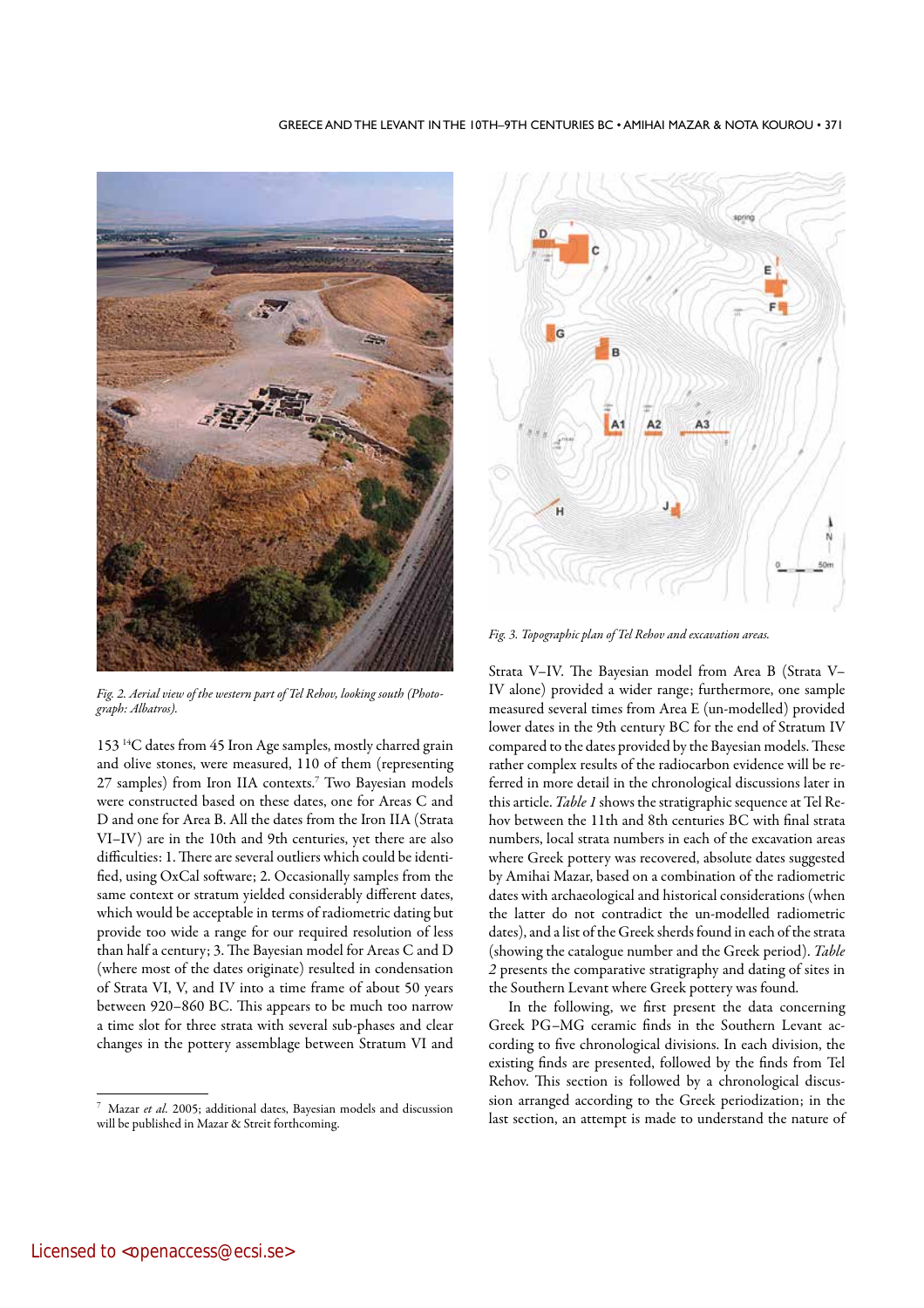*Fig. 2. Aerial view of the western part of Tel Rehov, looking south (Photograph: Albatros).*

*Fig. 3. Topographic plan of Tel Rehov and excavation areas.*

153 $^{14}$C dates from 45 Iron Age samples, mostly charred grain and olive stones, were measured, 110 of them (representing 27 samples) from Iron IIA contexts.[7] Two Bayesian models were constructed based on these dates, one for Areas C and D and one for Area B. All the dates from the Iron IIA (Strata VI–IV) are in the 10th and 9th centuries, yet there are also difficulties: 1. There are several outliers which could be identified, using OxCal software; 2. Occasionally samples from the same context or stratum yielded considerably different dates, which would be acceptable in terms of radiometric dating but provide too wide a range for our required resolution of less than half a century; 3. The Bayesian model for Areas C and D (where most of the dates originate) resulted in condensation of Strata VI, V, and IV into a time frame of about 50 years between 920–860 BC. This appears to be much too narrow a time slot for three strata with several sub-phases and clear changes in the pottery assemblage between Stratum VI and Strata V–IV. The Bayesian model from Area B (Strata V–IV alone) provided a wider range; furthermore, one sample measured several times from Area E (un-modelled) provided lower dates in the 9th century BC for the end of Stratum IV compared to the dates provided by the Bayesian models. These rather complex results of the radiocarbon evidence will be referred in more detail in the chronological discussions later in this article. *Table 1* shows the stratigraphic sequence at Tel Rehov between the 11th and 8th centuries BC with final strata numbers, local strata numbers in each of the excavation areas where Greek pottery was recovered, absolute dates suggested by Amihai Mazar, based on a combination of the radiometric dates with archaeological and historical considerations (when the latter do not contradict the un-modelled radiometric dates), and a list of the Greek sherds found in each of the strata (showing the catalogue number and the Greek period). *Table 2* presents the comparative stratigraphy and dating of sites in the Southern Levant where Greek pottery was found.

In the following, we first present the data concerning Greek PG–MG ceramic finds in the Southern Levant according to five chronological divisions. In each division, the existing finds are presented, followed by the finds from Tel Rehov. This section is followed by a chronological discussion arranged according to the Greek periodization; in the last section, an attempt is made to understand the nature of

---

[7] Mazar *et al.* 2005; additional dates, Bayesian models and discussion will be published in Mazar & Streit forthcoming.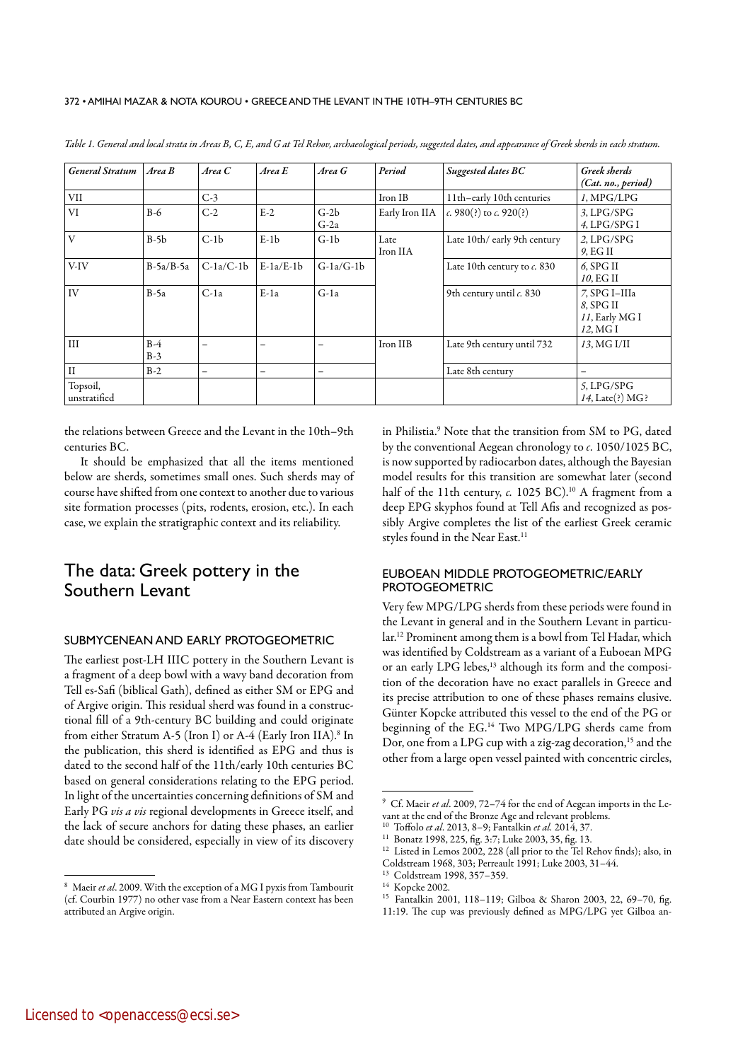*Table 1. General and local strata in Areas B, C, E, and G at Tel Rehov, archaeological periods, suggested dates, and appearance of Greek sherds in each stratum.*

| *General Stratum* | *Area B* | *Area C* | *Area E* | *Area G* | *Period* | *Suggested dates BC* | *Greek sherds (Cat. no., period)* |
|---|---|---|---|---|---|---|---|
| VII | | C-3 | | | Iron IB | 11th–early 10th centuries | *1*, MPG/LPG |
| VI | B-6 | C-2 | E-2 | G-2b G-2a | Early Iron IIA | *c.* 980(?) to *c.* 920(?) | *3*, LPG/SPG *4*, LPG/SPG I |
| V | B-5b | C-1b | E-1b | G-1b | Late Iron IIA | Late 10th/ early 9th century | *2*, LPG/SPG *9*, EG II |
| V-IV | B-5a/B-5a | C-1a/C-1b | E-1a/E-1b | G-1a/G-1b | | Late 10th century to *c.* 830 | *6*, SPG II *10*, EG II |
| IV | B-5a | C-1a | E-1a | G-1a | | 9th century until *c.* 830 | *7*, SPG I–IIIa *8*, SPG II *11*, Early MG I *12*, MG I |
| III | B-4 B-3 | – | – | – | Iron IIB | Late 9th century until 732 | *13*, MG I/II |
| II | B-2 | – | – | – | | Late 8th century | – |
| Topsoil, unstratified | | | | | | | *5*, LPG/SPG *14*, Late(?) MG? |

the relations between Greece and the Levant in the 10th–9th centuries BC.

It should be emphasized that all the items mentioned below are sherds, sometimes small ones. Such sherds may of course have shifted from one context to another due to various site formation processes (pits, rodents, erosion, etc.). In each case, we explain the stratigraphic context and its reliability.

## The data: Greek pottery in the Southern Levant

### SUBMYCENEAN AND EARLY PROTOGEOMETRIC

The earliest post-LH IIIC pottery in the Southern Levant is a fragment of a deep bowl with a wavy band decoration from Tell es-Safi (biblical Gath), defined as either SM or EPG and of Argive origin. This residual sherd was found in a constructional fill of a 9th-century BC building and could originate from either Stratum A-5 (Iron I) or A-4 (Early Iron IIA).[8] In the publication, this sherd is identified as EPG and thus is dated to the second half of the 11th/early 10th centuries BC based on general considerations relating to the EPG period. In light of the uncertainties concerning definitions of SM and Early PG *vis a vis* regional developments in Greece itself, and the lack of secure anchors for dating these phases, an earlier date should be considered, especially in view of its discovery in Philistia.[9] Note that the transition from SM to PG, dated by the conventional Aegean chronology to *c*. 1050/1025 BC, is now supported by radiocarbon dates, although the Bayesian model results for this transition are somewhat later (second half of the 11th century, *c.* 1025 BC).[10] A fragment from a deep EPG skyphos found at Tell Afis and recognized as possibly Argive completes the list of the earliest Greek ceramic styles found in the Near East.[11]

### EUBOEAN MIDDLE PROTOGEOMETRIC/EARLY PROTOGEOMETRIC

Very few MPG/LPG sherds from these periods were found in the Levant in general and in the Southern Levant in particular.[12] Prominent among them is a bowl from Tel Hadar, which was identified by Coldstream as a variant of a Euboean MPG or an early LPG lebes,[13] although its form and the composition of the decoration have no exact parallels in Greece and its precise attribution to one of these phases remains elusive. Günter Kopcke attributed this vessel to the end of the PG or beginning of the EG.[14] Two MPG/LPG sherds came from Dor, one from a LPG cup with a zig-zag decoration,[15] and the other from a large open vessel painted with concentric circles,

---

[8] Maeir *et al*. 2009. With the exception of a MG I pyxis from Tambourit (cf. Courbin 1977) no other vase from a Near Eastern context has been attributed an Argive origin.

[9] Cf. Maeir *et al*. 2009, 72–74 for the end of Aegean imports in the Levant at the end of the Bronze Age and relevant problems.

[10] Toffolo *et al*. 2013, 8–9; Fantalkin *et al.* 2014, 37.

[11] Bonatz 1998, 225, fig. 3:7; Luke 2003, 35, fig. 13.

[12] Listed in Lemos 2002, 228 (all prior to the Tel Rehov finds); also, in Coldstream 1968, 303; Perreault 1991; Luke 2003, 31–44.

[13] Coldstream 1998, 357–359.

[14] Kopcke 2002.

[15] Fantalkin 2001, 118–119; Gilboa & Sharon 2003, 22, 69–70, fig. 11:19. The cup was previously defined as MPG/LPG yet Gilboa an-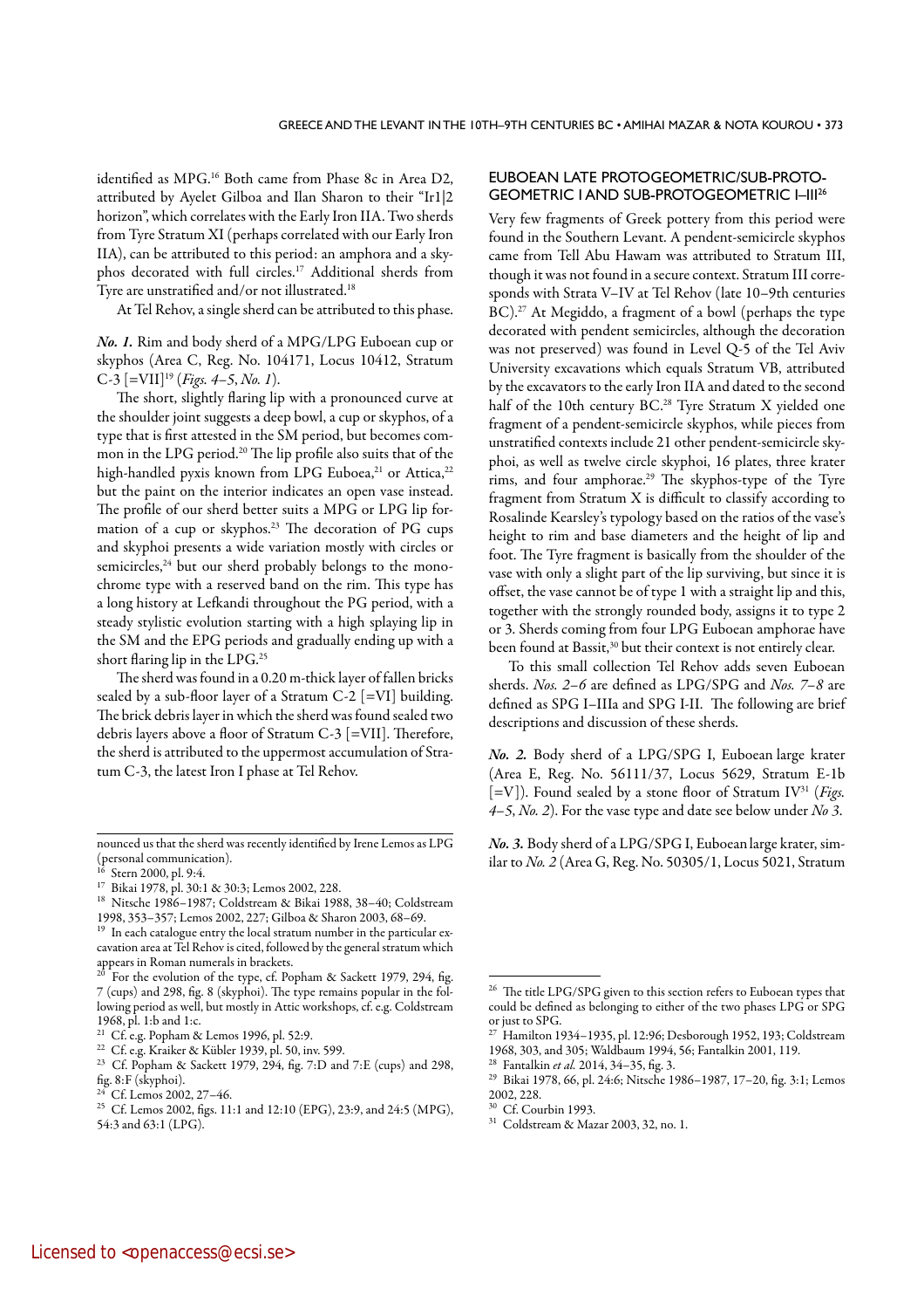identified as MPG.[16] Both came from Phase 8c in Area D2, attributed by Ayelet Gilboa and Ilan Sharon to their "Ir1|2 horizon", which correlates with the Early Iron IIA. Two sherds from Tyre Stratum XI (perhaps correlated with our Early Iron IIA), can be attributed to this period: an amphora and a skyphos decorated with full circles.[17] Additional sherds from Tyre are unstratified and/or not illustrated.[18]

At Tel Rehov, a single sherd can be attributed to this phase.

*No. 1.* Rim and body sherd of a MPG/LPG Euboean cup or skyphos (Area C, Reg. No. 104171, Locus 10412, Stratum C-3 [=VII][19] (*Figs. 4–5, No. 1*).

The short, slightly flaring lip with a pronounced curve at the shoulder joint suggests a deep bowl, a cup or skyphos, of a type that is first attested in the SM period, but becomes common in the LPG period.[20] The lip profile also suits that of the high-handled pyxis known from LPG Euboea,[21] or Attica,[22] but the paint on the interior indicates an open vase instead. The profile of our sherd better suits a MPG or LPG lip formation of a cup or skyphos.[23] The decoration of PG cups and skyphoi presents a wide variation mostly with circles or semicircles,[24] but our sherd probably belongs to the monochrome type with a reserved band on the rim. This type has a long history at Lefkandi throughout the PG period, with a steady stylistic evolution starting with a high splaying lip in the SM and the EPG periods and gradually ending up with a short flaring lip in the LPG.[25]

The sherd was found in a 0.20 m-thick layer of fallen bricks sealed by a sub-floor layer of a Stratum C-2 [=VI] building. The brick debris layer in which the sherd was found sealed two debris layers above a floor of Stratum C-3 [=VII]. Therefore, the sherd is attributed to the uppermost accumulation of Stratum C-3, the latest Iron I phase at Tel Rehov.

## EUBOEAN LATE PROTOGEOMETRIC/SUB-PROTOGEOMETRIC I AND SUB-PROTOGEOMETRIC I–III[26]

Very few fragments of Greek pottery from this period were found in the Southern Levant. A pendent-semicircle skyphos came from Tell Abu Hawam was attributed to Stratum III, though it was not found in a secure context. Stratum III corresponds with Strata V–IV at Tel Rehov (late 10–9th centuries BC).[27] At Megiddo, a fragment of a bowl (perhaps the type decorated with pendent semicircles, although the decoration was not preserved) was found in Level Q-5 of the Tel Aviv University excavations which equals Stratum VB, attributed by the excavators to the early Iron IIA and dated to the second half of the 10th century BC.[28] Tyre Stratum X yielded one fragment of a pendent-semicircle skyphos, while pieces from unstratified contexts include 21 other pendent-semicircle skyphoi, as well as twelve circle skyphoi, 16 plates, three krater rims, and four amphorae.[29] The skyphos-type of the Tyre fragment from Stratum X is difficult to classify according to Rosalinde Kearsley's typology based on the ratios of the vase's height to rim and base diameters and the height of lip and foot. The Tyre fragment is basically from the shoulder of the vase with only a slight part of the lip surviving, but since it is offset, the vase cannot be of type 1 with a straight lip and this, together with the strongly rounded body, assigns it to type 2 or 3. Sherds coming from four LPG Euboean amphorae have been found at Bassit,[30] but their context is not entirely clear.

To this small collection Tel Rehov adds seven Euboean sherds. *Nos. 2–6* are defined as LPG/SPG and *Nos. 7–8* are defined as SPG I–IIIa and SPG I-II. The following are brief descriptions and discussion of these sherds.

*No. 2.* Body sherd of a LPG/SPG I, Euboean large krater (Area E, Reg. No. 56111/37, Locus 5629, Stratum E-1b [=V]). Found sealed by a stone floor of Stratum IV[31] (*Figs. 4–5, No. 2*). For the vase type and date see below under *No 3*.

*No. 3.* Body sherd of a LPG/SPG I, Euboean large krater, similar to *No. 2* (Area G, Reg. No. 50305/1, Locus 5021, Stratum

---

nounced us that the sherd was recently identified by Irene Lemos as LPG (personal communication).

[16] Stern 2000, pl. 9:4.

[17] Bikai 1978, pl. 30:1 & 30:3; Lemos 2002, 228.

[18] Nitsche 1986–1987; Coldstream & Bikai 1988, 38–40; Coldstream 1998, 353–357; Lemos 2002, 227; Gilboa & Sharon 2003, 68–69.

[19] In each catalogue entry the local stratum number in the particular excavation area at Tel Rehov is cited, followed by the general stratum which appears in Roman numerals in brackets.

[20] For the evolution of the type, cf. Popham & Sackett 1979, 294, fig. 7 (cups) and 298, fig. 8 (skyphoi). The type remains popular in the following period as well, but mostly in Attic workshops, cf. e.g. Coldstream 1968, pl. 1:b and 1:c.

[21] Cf. e.g. Popham & Lemos 1996, pl. 52:9.

[22] Cf. e.g. Kraiker & Kübler 1939, pl. 50, inv. 599.

[23] Cf. Popham & Sackett 1979, 294, fig. 7:D and 7:E (cups) and 298, fig. 8:F (skyphoi).

[24] Cf. Lemos 2002, 27–46.

[25] Cf. Lemos 2002, figs. 11:1 and 12:10 (EPG), 23:9, and 24:5 (MPG), 54:3 and 63:1 (LPG).

[26] The title LPG/SPG given to this section refers to Euboean types that could be defined as belonging to either of the two phases LPG or SPG or just to SPG.

[27] Hamilton 1934–1935, pl. 12:96; Desborough 1952, 193; Coldstream 1968, 303, and 305; Waldbaum 1994, 56; Fantalkin 2001, 119.

[28] Fantalkin *et al.* 2014, 34–35, fig. 3.

[29] Bikai 1978, 66, pl. 24:6; Nitsche 1986–1987, 17–20, fig. 3:1; Lemos 2002, 228.

[30] Cf. Courbin 1993.

[31] Coldstream & Mazar 2003, 32, no. 1.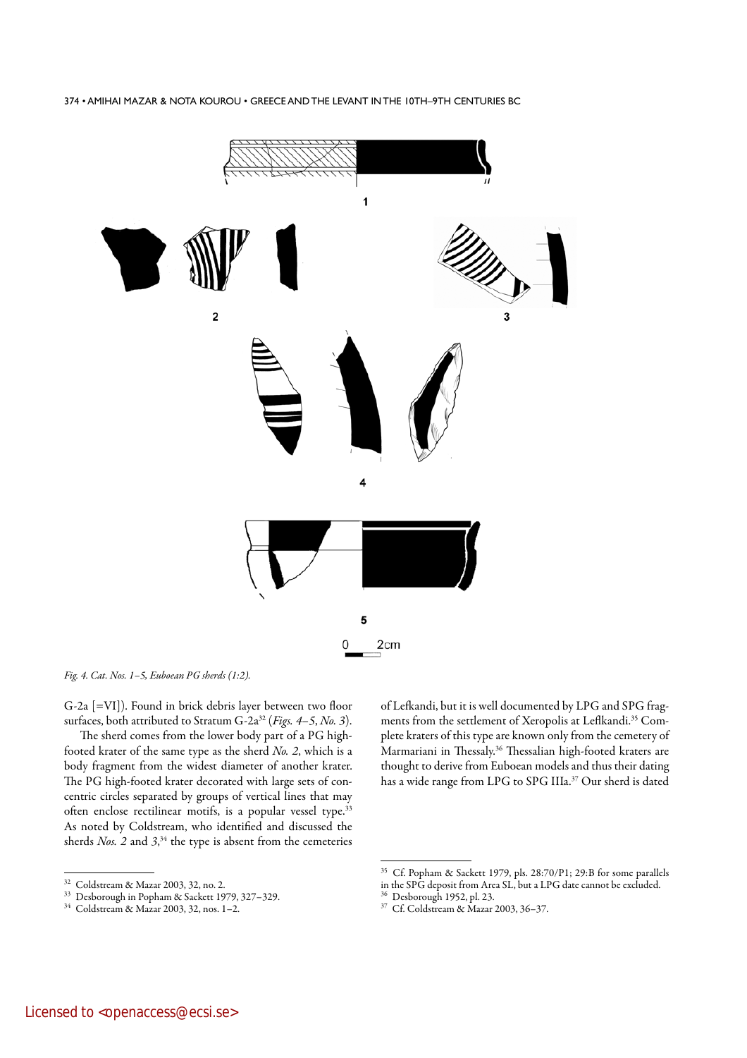*Fig. 4. Cat. Nos. 1–5, Euboean PG sherds (1:2).*

G-2a [=VI]). Found in brick debris layer between two floor surfaces, both attributed to Stratum G-2a[32] (*Figs. 4–5, No. 3*).

The sherd comes from the lower body part of a PG high-footed krater of the same type as the sherd *No. 2*, which is a body fragment from the widest diameter of another krater. The PG high-footed krater decorated with large sets of concentric circles separated by groups of vertical lines that may often enclose rectilinear motifs, is a popular vessel type.[33] As noted by Coldstream, who identified and discussed the sherds *Nos. 2* and *3*,[34] the type is absent from the cemeteries of Lefkandi, but it is well documented by LPG and SPG fragments from the settlement of Xeropolis at Leflkandi.[35] Complete kraters of this type are known only from the cemetery of Marmariani in Thessaly.[36] Thessalian high-footed kraters are thought to derive from Euboean models and thus their dating has a wide range from LPG to SPG IIIa.[37] Our sherd is dated

---

[32] Coldstream & Mazar 2003, 32, no. 2.

[33] Desborough in Popham & Sackett 1979, 327–329.

[34] Coldstream & Mazar 2003, 32, nos. 1–2.

[35] Cf. Popham & Sackett 1979, pls. 28:70/P1; 29:B for some parallels in the SPG deposit from Area SL, but a LPG date cannot be excluded.

[36] Desborough 1952, pl. 23.

[37] Cf. Coldstream & Mazar 2003, 36–37.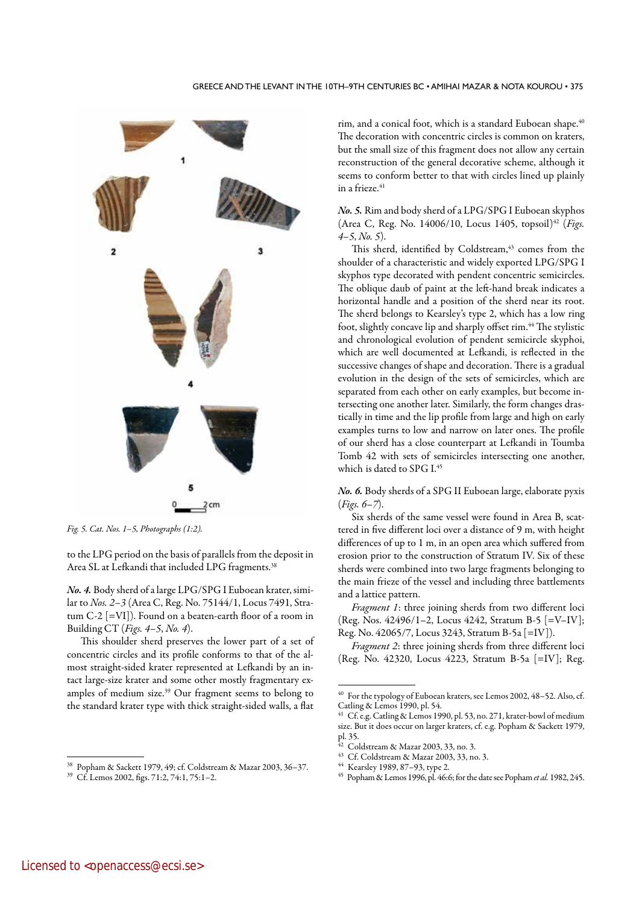Fig. 5. Cat. Nos. 1–5, Photographs (1:2).

to the LPG period on the basis of parallels from the deposit in Area SL at Lefkandi that included LPG fragments.[38]

*No. 4.* Body sherd of a large LPG/SPG I Euboean krater, similar to *Nos. 2–3* (Area C, Reg. No. 75144/1, Locus 7491, Stratum C-2 [=VI]). Found on a beaten-earth floor of a room in Building CT (*Figs. 4–5, No. 4*).

This shoulder sherd preserves the lower part of a set of concentric circles and its profile conforms to that of the almost straight-sided krater represented at Lefkandi by an intact large-size krater and some other mostly fragmentary examples of medium size.[39] Our fragment seems to belong to the standard krater type with thick straight-sided walls, a flat rim, and a conical foot, which is a standard Euboean shape.[40] The decoration with concentric circles is common on kraters, but the small size of this fragment does not allow any certain reconstruction of the general decorative scheme, although it seems to conform better to that with circles lined up plainly in a frieze.[41]

*No. 5.* Rim and body sherd of a LPG/SPG I Euboean skyphos (Area C, Reg. No. 14006/10, Locus 1405, topsoil)[42] (*Figs. 4–5, No. 5*).

This sherd, identified by Coldstream,[43] comes from the shoulder of a characteristic and widely exported LPG/SPG I skyphos type decorated with pendent concentric semicircles. The oblique daub of paint at the left-hand break indicates a horizontal handle and a position of the sherd near its root. The sherd belongs to Kearsley's type 2, which has a low ring foot, slightly concave lip and sharply offset rim.[44] The stylistic and chronological evolution of pendent semicircle skyphoi, which are well documented at Lefkandi, is reflected in the successive changes of shape and decoration. There is a gradual evolution in the design of the sets of semicircles, which are separated from each other on early examples, but become intersecting one another later. Similarly, the form changes drastically in time and the lip profile from large and high on early examples turns to low and narrow on later ones. The profile of our sherd has a close counterpart at Lefkandi in Toumba Tomb 42 with sets of semicircles intersecting one another, which is dated to SPG I.[45]

*No. 6.* Body sherds of a SPG II Euboean large, elaborate pyxis (*Figs. 6–7*).

Six sherds of the same vessel were found in Area B, scattered in five different loci over a distance of 9 m, with height differences of up to 1 m, in an open area which suffered from erosion prior to the construction of Stratum IV. Six of these sherds were combined into two large fragments belonging to the main frieze of the vessel and including three battlements and a lattice pattern.

*Fragment 1*: three joining sherds from two different loci (Reg. Nos. 42496/1–2, Locus 4242, Stratum B-5 [=V–IV]; Reg. No. 42065/7, Locus 3243, Stratum B-5a [=IV]).

*Fragment 2*: three joining sherds from three different loci (Reg. No. 42320, Locus 4223, Stratum B-5a [=IV]; Reg.

---

[38] Popham & Sackett 1979, 49; cf. Coldstream & Mazar 2003, 36–37.

[39] Cf. Lemos 2002, figs. 71:2, 74:1, 75:1–2.

[40] For the typology of Euboean kraters, see Lemos 2002, 48–52. Also, cf. Catling & Lemos 1990, pl. 54.

[41] Cf. e.g. Catling & Lemos 1990, pl. 53, no. 271, krater-bowl of medium size. But it does occur on larger kraters, cf. e.g. Popham & Sackett 1979, pl. 35.

[42] Coldstream & Mazar 2003, 33, no. 3.

[43] Cf. Coldstream & Mazar 2003, 33, no. 3.

[44] Kearsley 1989, 87–93, type 2.

[45] Popham & Lemos 1996, pl. 46:6; for the date see Popham *et al.* 1982, 245.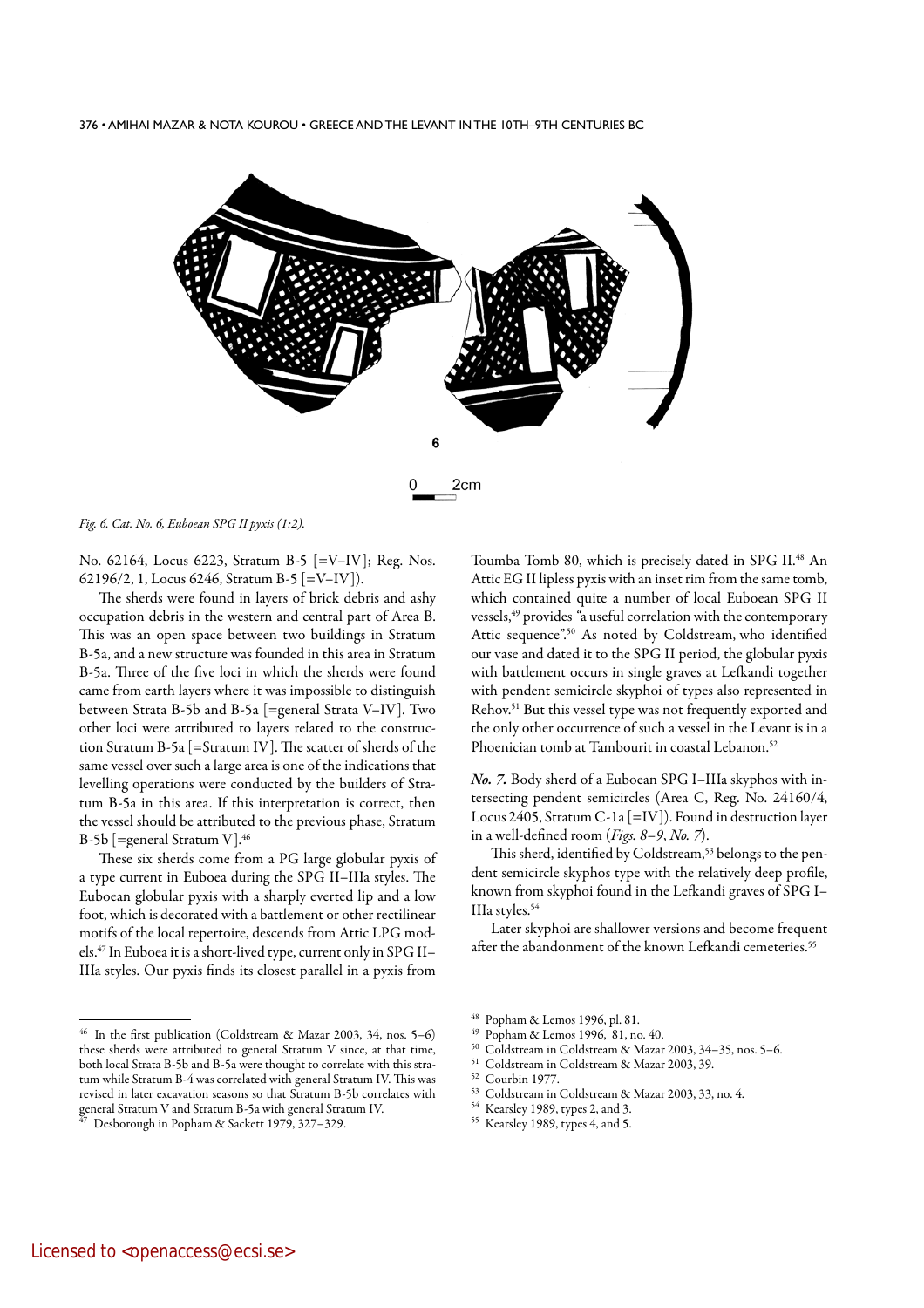Fig. 6. Cat. No. 6, Euboean SPG II pyxis (1:2).

No. 62164, Locus 6223, Stratum B-5 [=V–IV]; Reg. Nos. 62196/2, 1, Locus 6246, Stratum B-5 [=V–IV]).

The sherds were found in layers of brick debris and ashy occupation debris in the western and central part of Area B. This was an open space between two buildings in Stratum B-5a, and a new structure was founded in this area in Stratum B-5a. Three of the five loci in which the sherds were found came from earth layers where it was impossible to distinguish between Strata B-5b and B-5a [=general Strata V–IV]. Two other loci were attributed to layers related to the construction Stratum B-5a [=Stratum IV]. The scatter of sherds of the same vessel over such a large area is one of the indications that levelling operations were conducted by the builders of Stratum B-5a in this area. If this interpretation is correct, then the vessel should be attributed to the previous phase, Stratum B-5b [=general Stratum V].[46]

These six sherds come from a PG large globular pyxis of a type current in Euboea during the SPG II–IIIa styles. The Euboean globular pyxis with a sharply everted lip and a low foot, which is decorated with a battlement or other rectilinear motifs of the local repertoire, descends from Attic LPG models.[47] In Euboea it is a short-lived type, current only in SPG II–IIIa styles. Our pyxis finds its closest parallel in a pyxis from Toumba Tomb 80, which is precisely dated in SPG II.[48] An Attic EG II lipless pyxis with an inset rim from the same tomb, which contained quite a number of local Euboean SPG II vessels,[49] provides "a useful correlation with the contemporary Attic sequence".[50] As noted by Coldstream, who identified our vase and dated it to the SPG II period, the globular pyxis with battlement occurs in single graves at Lefkandi together with pendent semicircle skyphoi of types also represented in Rehov.[51] But this vessel type was not frequently exported and the only other occurrence of such a vessel in the Levant is in a Phoenician tomb at Tambourit in coastal Lebanon.[52]

***No. 7.*** Body sherd of a Euboean SPG I–IIIa skyphos with intersecting pendent semicircles (Area C, Reg. No. 24160/4, Locus 2405, Stratum C-1a [=IV]). Found in destruction layer in a well-defined room (*Figs. 8–9, No. 7*).

This sherd, identified by Coldstream,[53] belongs to the pendent semicircle skyphos type with the relatively deep profile, known from skyphoi found in the Lefkandi graves of SPG I–IIIa styles.[54]

Later skyphoi are shallower versions and become frequent after the abandonment of the known Lefkandi cemeteries.[55]

---

[46] In the first publication (Coldstream & Mazar 2003, 34, nos. 5–6) these sherds were attributed to general Stratum V since, at that time, both local Strata B-5b and B-5a were thought to correlate with this stratum while Stratum B-4 was correlated with general Stratum IV. This was revised in later excavation seasons so that Stratum B-5b correlates with general Stratum V and Stratum B-5a with general Stratum IV.

[47] Desborough in Popham & Sackett 1979, 327–329.

[48] Popham & Lemos 1996, pl. 81.

[49] Popham & Lemos 1996, 81, no. 40.

[50] Coldstream in Coldstream & Mazar 2003, 34–35, nos. 5–6.

[51] Coldstream in Coldstream & Mazar 2003, 39.

[52] Courbin 1977.

[53] Coldstream in Coldstream & Mazar 2003, 33, no. 4.

[54] Kearsley 1989, types 2, and 3.

[55] Kearsley 1989, types 4, and 5.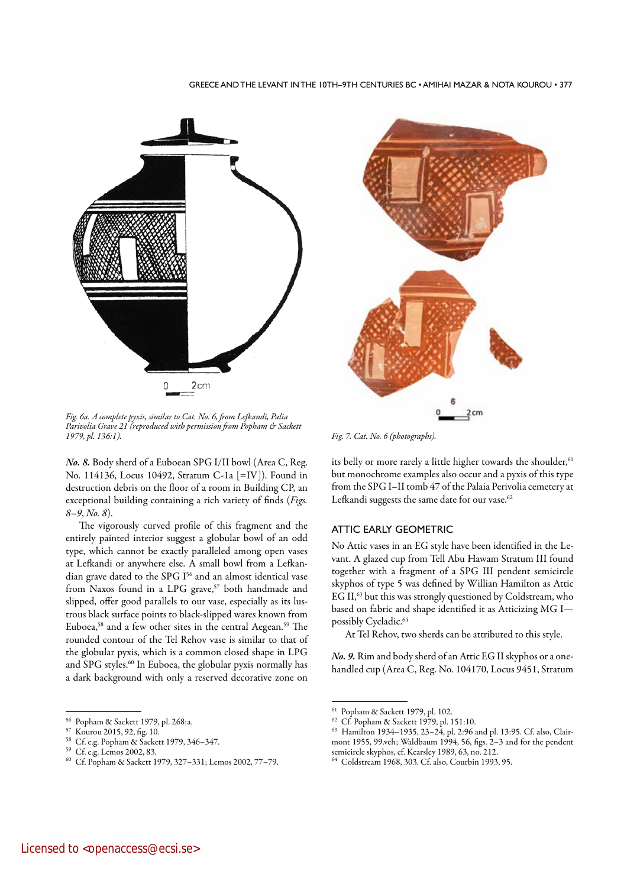*Fig. 6a. A complete pyxis, similar to Cat. No. 6, from Lefkandi, Palia Parivolia Grave 21 (reproduced with permission from Popham & Sackett 1979, pl. 136:1).*

*Fig. 7. Cat. No. 6 (photographs).*

***No. 8.*** Body sherd of a Euboean SPG I/II bowl (Area C, Reg. No. 114136, Locus 10492, Stratum C-1a [=IV]). Found in destruction debris on the floor of a room in Building CP, an exceptional building containing a rich variety of finds (*Figs. 8–9, No. 8*).

The vigorously curved profile of this fragment and the entirely painted interior suggest a globular bowl of an odd type, which cannot be exactly paralleled among open vases at Lefkandi or anywhere else. A small bowl from a Lefkandian grave dated to the SPG I[56] and an almost identical vase from Naxos found in a LPG grave,[57] both handmade and slipped, offer good parallels to our vase, especially as its lustrous black surface points to black-slipped wares known from Euboea,[58] and a few other sites in the central Aegean.[59] The rounded contour of the Tel Rehov vase is similar to that of the globular pyxis, which is a common closed shape in LPG and SPG styles.[60] In Euboea, the globular pyxis normally has a dark background with only a reserved decorative zone on its belly or more rarely a little higher towards the shoulder,[61] but monochrome examples also occur and a pyxis of this type from the SPG I–II tomb 47 of the Palaia Perivolia cemetery at Lefkandi suggests the same date for our vase.[62]

## ATTIC EARLY GEOMETRIC

No Attic vases in an EG style have been identified in the Levant. A glazed cup from Tell Abu Hawam Stratum III found together with a fragment of a SPG III pendent semicircle skyphos of type 5 was defined by Willian Hamilton as Attic EG II,[63] but this was strongly questioned by Coldstream, who based on fabric and shape identified it as Atticizing MG I—possibly Cycladic.[64]

At Tel Rehov, two sherds can be attributed to this style.

***No. 9.*** Rim and body sherd of an Attic EG II skyphos or a one-handled cup (Area C, Reg. No. 104170, Locus 9451, Stratum

---

[56] Popham & Sackett 1979, pl. 268:a.

[57] Kourou 2015, 92, fig. 10.

[58] Cf. e.g. Popham & Sackett 1979, 346–347.

[59] Cf. e.g. Lemos 2002, 83.

[60] Cf. Popham & Sackett 1979, 327–331; Lemos 2002, 77–79.

[61] Popham & Sackett 1979, pl. 102.

[62] Cf. Popham & Sackett 1979, pl. 151:10.

[63] Hamilton 1934–1935, 23–24, pl. 2:96 and pl. 13:95. Cf. also, Clairmont 1955, 99.veh; Waldbaum 1994, 56, figs. 2–3 and for the pendent semicircle skyphos, cf. Kearsley 1989, 63, no. 212.

[64] Coldstream 1968, 303. Cf. also, Courbin 1993, 95.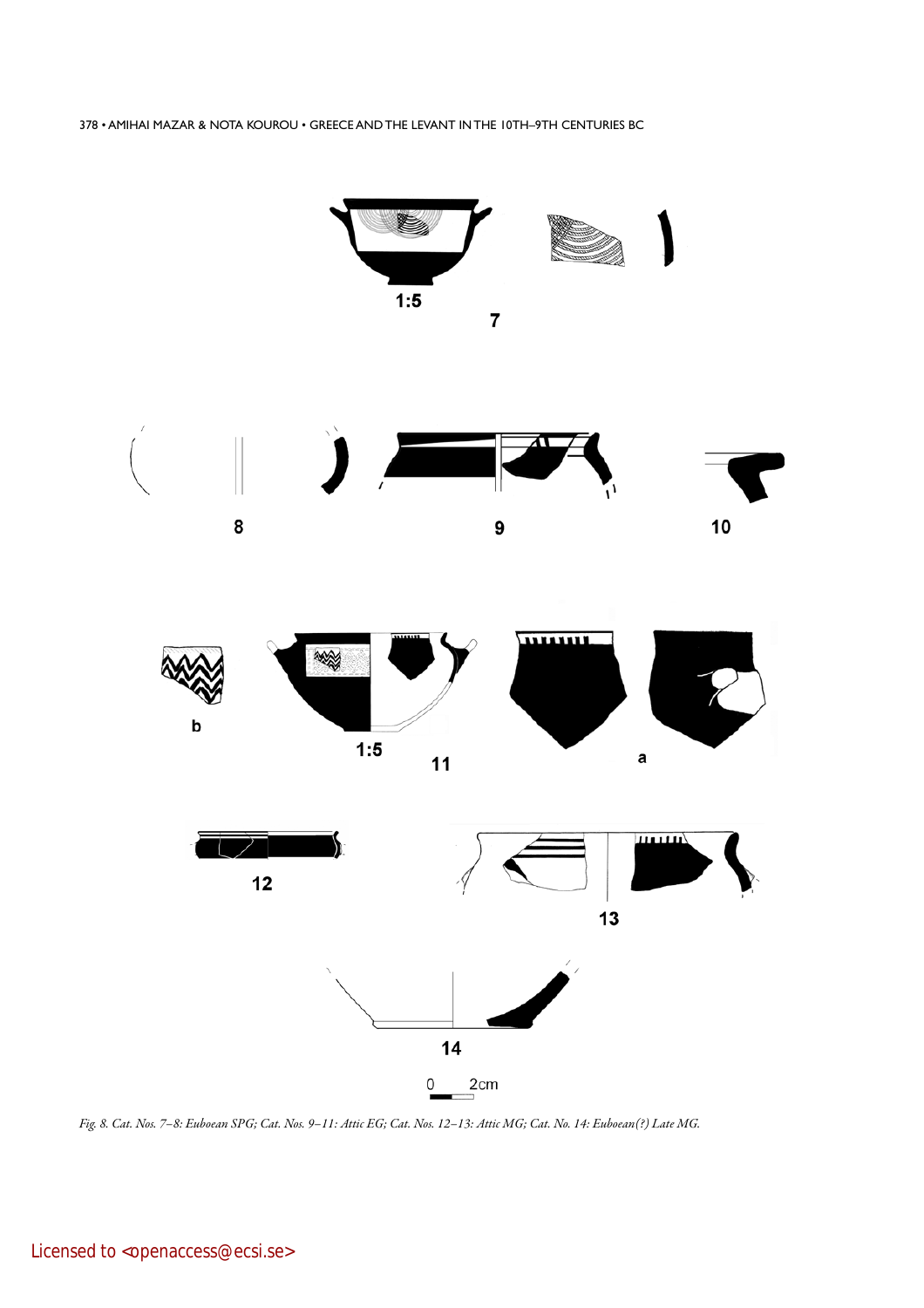*Fig. 8. Cat. Nos. 7–8: Euboean SPG; Cat. Nos. 9–11: Attic EG; Cat. Nos. 12–13: Attic MG; Cat. No. 14: Euboean(?) Late MG.*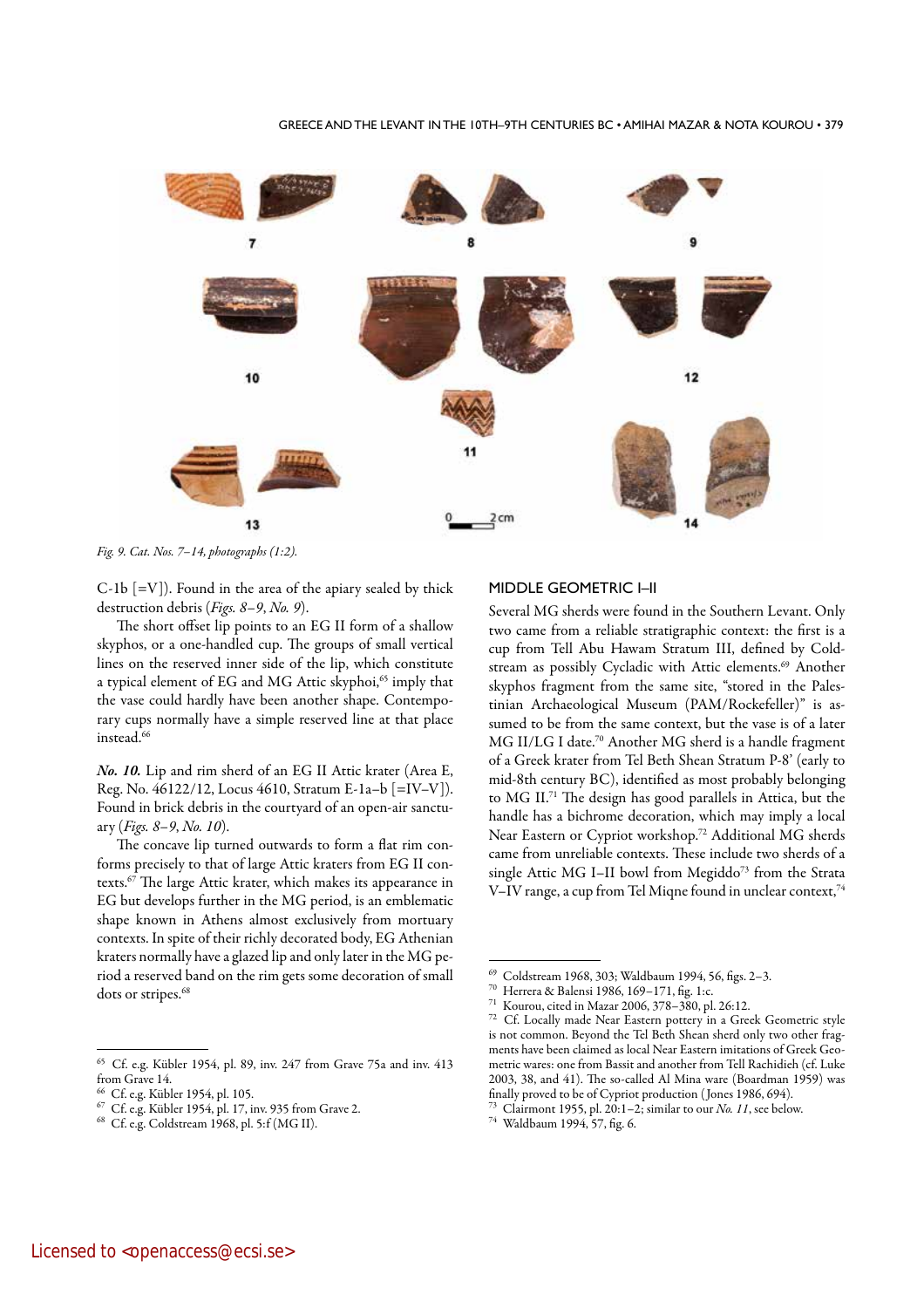Fig. 9. Cat. Nos. 7–14, photographs (1:2).

C-1b [=V]). Found in the area of the apiary sealed by thick destruction debris (*Figs. 8–9, No. 9*).

The short offset lip points to an EG II form of a shallow skyphos, or a one-handled cup. The groups of small vertical lines on the reserved inner side of the lip, which constitute a typical element of EG and MG Attic skyphoi,[65] imply that the vase could hardly have been another shape. Contemporary cups normally have a simple reserved line at that place instead.[66]

***No. 10.*** Lip and rim sherd of an EG II Attic krater (Area E, Reg. No. 46122/12, Locus 4610, Stratum E-1a–b [=IV–V]). Found in brick debris in the courtyard of an open-air sanctuary (*Figs. 8–9, No. 10*).

The concave lip turned outwards to form a flat rim conforms precisely to that of large Attic kraters from EG II contexts.[67] The large Attic krater, which makes its appearance in EG but develops further in the MG period, is an emblematic shape known in Athens almost exclusively from mortuary contexts. In spite of their richly decorated body, EG Athenian kraters normally have a glazed lip and only later in the MG period a reserved band on the rim gets some decoration of small dots or stripes.[68]

## MIDDLE GEOMETRIC I–II

Several MG sherds were found in the Southern Levant. Only two came from a reliable stratigraphic context: the first is a cup from Tell Abu Hawam Stratum III, defined by Coldstream as possibly Cycladic with Attic elements.[69] Another skyphos fragment from the same site, "stored in the Palestinian Archaeological Museum (PAM/Rockefeller)" is assumed to be from the same context, but the vase is of a later MG II/LG I date.[70] Another MG sherd is a handle fragment of a Greek krater from Tel Beth Shean Stratum P-8' (early to mid-8th century BC), identified as most probably belonging to MG II.[71] The design has good parallels in Attica, but the handle has a bichrome decoration, which may imply a local Near Eastern or Cypriot workshop.[72] Additional MG sherds came from unreliable contexts. These include two sherds of a single Attic MG I–II bowl from Megiddo[73] from the Strata V–IV range, a cup from Tel Miqne found in unclear context,[74]

---

[65] Cf. e.g. Kübler 1954, pl. 89, inv. 247 from Grave 75a and inv. 413 from Grave 14.

[66] Cf. e.g. Kübler 1954, pl. 105.

[67] Cf. e.g. Kübler 1954, pl. 17, inv. 935 from Grave 2.

[68] Cf. e.g. Coldstream 1968, pl. 5:f (MG II).

[69] Coldstream 1968, 303; Waldbaum 1994, 56, figs. 2–3.

[70] Herrera & Balensi 1986, 169–171, fig. 1:c.

[71] Kourou, cited in Mazar 2006, 378–380, pl. 26:12.

[72] Cf. Locally made Near Eastern pottery in a Greek Geometric style is not common. Beyond the Tel Beth Shean sherd only two other fragments have been claimed as local Near Eastern imitations of Greek Geometric wares: one from Bassit and another from Tell Rachidieh (cf. Luke 2003, 38, and 41). The so-called Al Mina ware (Boardman 1959) was finally proved to be of Cypriot production (Jones 1986, 694).

[73] Clairmont 1955, pl. 20:1–2; similar to our *No. 11*, see below.

[74] Waldbaum 1994, 57, fig. 6.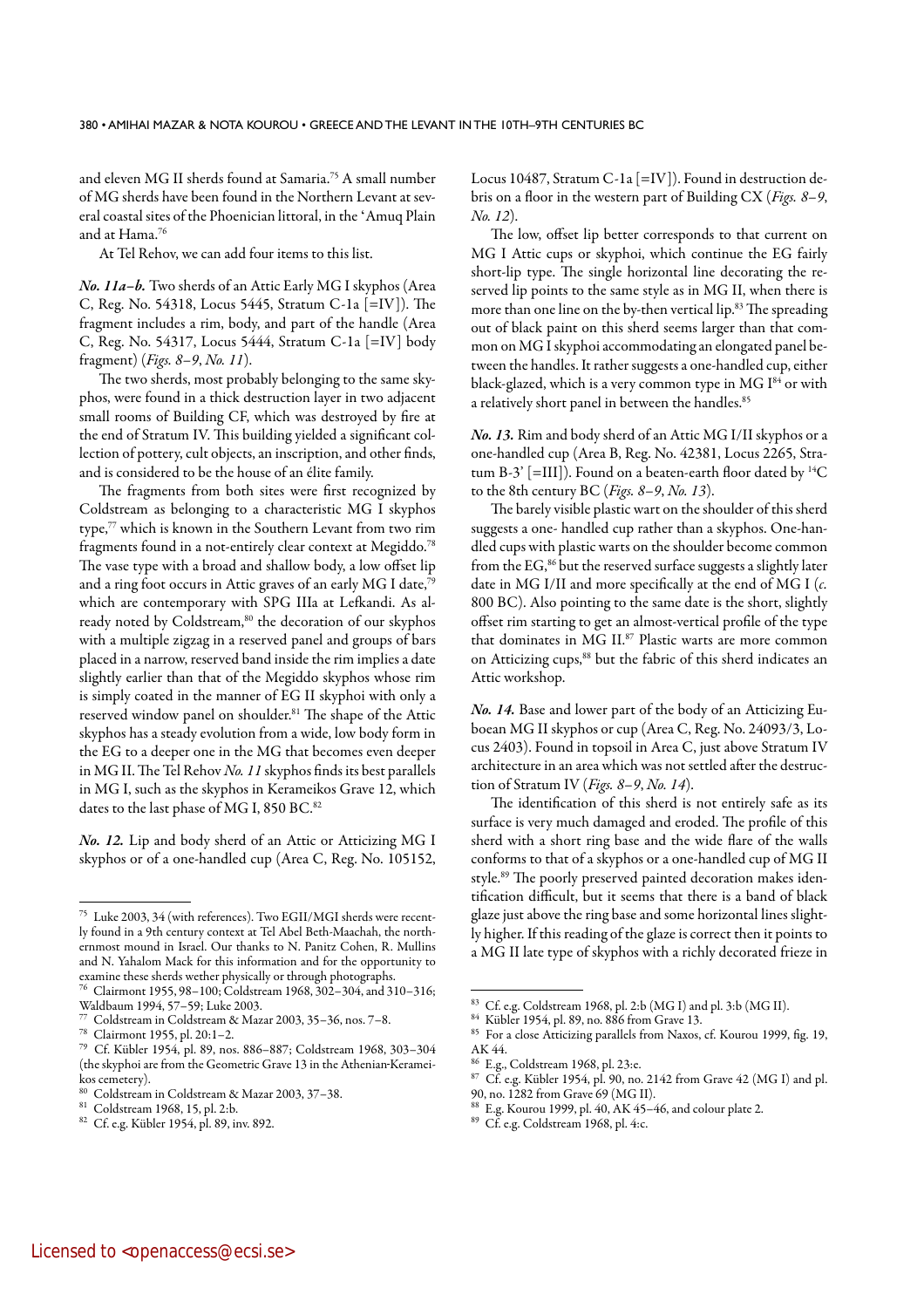and eleven MG II sherds found at Samaria.[75] A small number of MG sherds have been found in the Northern Levant at several coastal sites of the Phoenician littoral, in the 'Amuq Plain and at Hama.[76]

At Tel Rehov, we can add four items to this list.

***No. 11a–b.*** Two sherds of an Attic Early MG I skyphos (Area C, Reg. No. 54318, Locus 5445, Stratum C-1a [=IV]). The fragment includes a rim, body, and part of the handle (Area C, Reg. No. 54317, Locus 5444, Stratum C-1a [=IV] body fragment) (*Figs. 8–9*, *No. 11*).

The two sherds, most probably belonging to the same skyphos, were found in a thick destruction layer in two adjacent small rooms of Building CF, which was destroyed by fire at the end of Stratum IV. This building yielded a significant collection of pottery, cult objects, an inscription, and other finds, and is considered to be the house of an élite family.

The fragments from both sites were first recognized by Coldstream as belonging to a characteristic MG I skyphos type,[77] which is known in the Southern Levant from two rim fragments found in a not-entirely clear context at Megiddo.[78] The vase type with a broad and shallow body, a low offset lip and a ring foot occurs in Attic graves of an early MG I date,[79] which are contemporary with SPG IIIa at Lefkandi. As already noted by Coldstream,[80] the decoration of our skyphos with a multiple zigzag in a reserved panel and groups of bars placed in a narrow, reserved band inside the rim implies a date slightly earlier than that of the Megiddo skyphos whose rim is simply coated in the manner of EG II skyphoi with only a reserved window panel on shoulder.[81] The shape of the Attic skyphos has a steady evolution from a wide, low body form in the EG to a deeper one in the MG that becomes even deeper in MG II. The Tel Rehov *No. 11* skyphos finds its best parallels in MG I, such as the skyphos in Kerameikos Grave 12, which dates to the last phase of MG I, 850 BC.[82]

***No. 12.*** Lip and body sherd of an Attic or Atticizing MG I skyphos or of a one-handled cup (Area C, Reg. No. 105152, Locus 10487, Stratum C-1a [=IV]). Found in destruction debris on a floor in the western part of Building CX (*Figs. 8–9*, *No. 12*).

The low, offset lip better corresponds to that current on MG I Attic cups or skyphoi, which continue the EG fairly short-lip type. The single horizontal line decorating the reserved lip points to the same style as in MG II, when there is more than one line on the by-then vertical lip.[83] The spreading out of black paint on this sherd seems larger than that common on MG I skyphoi accommodating an elongated panel between the handles. It rather suggests a one-handled cup, either black-glazed, which is a very common type in MG I[84] or with a relatively short panel in between the handles.[85]

***No. 13.*** Rim and body sherd of an Attic MG I/II skyphos or a one-handled cup (Area B, Reg. No. 42381, Locus 2265, Stratum B-3' [=III]). Found on a beaten-earth floor dated by $^{14}$C to the 8th century BC (*Figs. 8–9*, *No. 13*).

The barely visible plastic wart on the shoulder of this sherd suggests a one- handled cup rather than a skyphos. One-handled cups with plastic warts on the shoulder become common from the EG,[86] but the reserved surface suggests a slightly later date in MG I/II and more specifically at the end of MG I (*c.* 800 BC). Also pointing to the same date is the short, slightly offset rim starting to get an almost-vertical profile of the type that dominates in MG II.[87] Plastic warts are more common on Atticizing cups,[88] but the fabric of this sherd indicates an Attic workshop.

***No. 14.*** Base and lower part of the body of an Atticizing Euboean MG II skyphos or cup (Area C, Reg. No. 24093/3, Locus 2403). Found in topsoil in Area C, just above Stratum IV architecture in an area which was not settled after the destruction of Stratum IV (*Figs. 8–9*, *No. 14*).

The identification of this sherd is not entirely safe as its surface is very much damaged and eroded. The profile of this sherd with a short ring base and the wide flare of the walls conforms to that of a skyphos or a one-handled cup of MG II style.[89] The poorly preserved painted decoration makes identification difficult, but it seems that there is a band of black glaze just above the ring base and some horizontal lines slightly higher. If this reading of the glaze is correct then it points to a MG II late type of skyphos with a richly decorated frieze in

---

[75] Luke 2003, 34 (with references). Two EGII/MGI sherds were recently found in a 9th century context at Tel Abel Beth-Maachah, the northernmost mound in Israel. Our thanks to N. Panitz Cohen, R. Mullins and N. Yahalom Mack for this information and for the opportunity to examine these sherds wether physically or through photographs.

[76] Clairmont 1955, 98–100; Coldstream 1968, 302–304, and 310–316; Waldbaum 1994, 57–59; Luke 2003.

[77] Coldstream in Coldstream & Mazar 2003, 35–36, nos. 7–8.

[78] Clairmont 1955, pl. 20:1–2.

[79] Cf. Kübler 1954, pl. 89, nos. 886–887; Coldstream 1968, 303–304 (the skyphoi are from the Geometric Grave 13 in the Athenian-Kerameikos cemetery).

[80] Coldstream in Coldstream & Mazar 2003, 37–38.

[81] Coldstream 1968, 15, pl. 2:b.

[82] Cf. e.g. Kübler 1954, pl. 89, inv. 892.

[83] Cf. e.g. Coldstream 1968, pl. 2:b (MG I) and pl. 3:b (MG II).

[84] Kübler 1954, pl. 89, no. 886 from Grave 13.

[85] For a close Atticizing parallels from Naxos, cf. Kourou 1999, fig. 19, AK 44.

[86] E.g., Coldstream 1968, pl. 23:e.

[87] Cf. e.g. Kübler 1954, pl. 90, no. 2142 from Grave 42 (MG I) and pl. 90, no. 1282 from Grave 69 (MG II).

[88] E.g. Kourou 1999, pl. 40, AK 45–46, and colour plate 2.

[89] Cf. e.g. Coldstream 1968, pl. 4:c.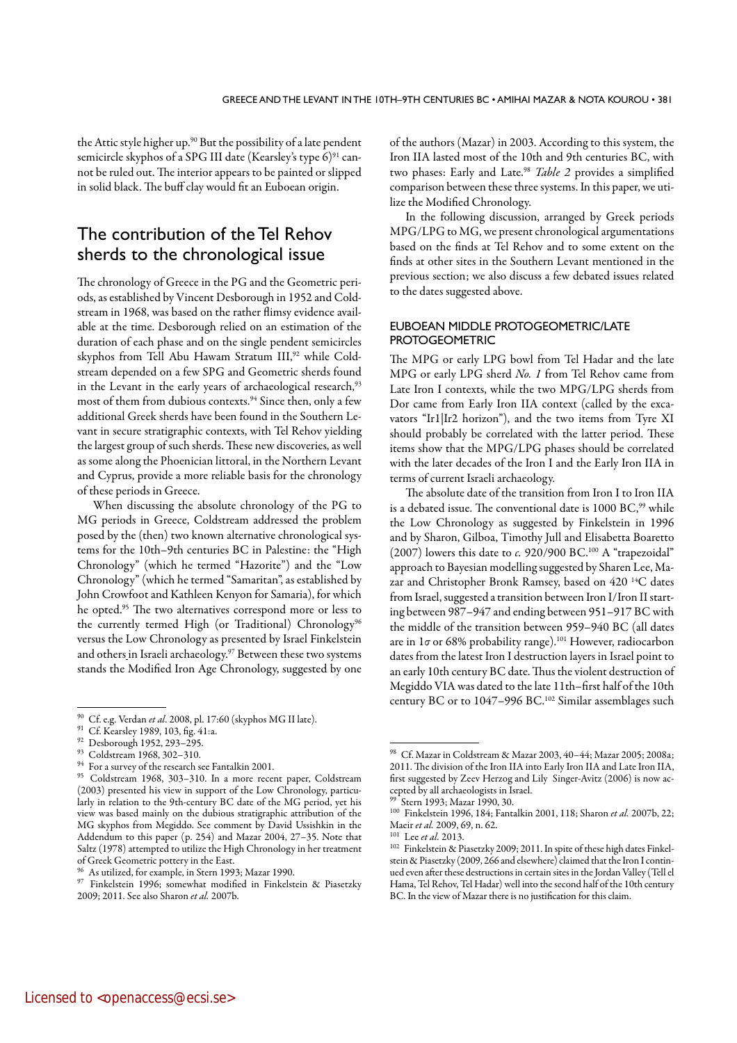the Attic style higher up.[90] But the possibility of a late pendent semicircle skyphos of a SPG III date (Kearsley's type 6)[91] cannot be ruled out. The interior appears to be painted or slipped in solid black. The buff clay would fit an Euboean origin.

## The contribution of the Tel Rehov sherds to the chronological issue

The chronology of Greece in the PG and the Geometric periods, as established by Vincent Desborough in 1952 and Coldstream in 1968, was based on the rather flimsy evidence available at the time. Desborough relied on an estimation of the duration of each phase and on the single pendent semicircles skyphos from Tell Abu Hawam Stratum III,[92] while Coldstream depended on a few SPG and Geometric sherds found in the Levant in the early years of archaeological research,[93] most of them from dubious contexts.[94] Since then, only a few additional Greek sherds have been found in the Southern Levant in secure stratigraphic contexts, with Tel Rehov yielding the largest group of such sherds. These new discoveries, as well as some along the Phoenician littoral, in the Northern Levant and Cyprus, provide a more reliable basis for the chronology of these periods in Greece.

When discussing the absolute chronology of the PG to MG periods in Greece, Coldstream addressed the problem posed by the (then) two known alternative chronological systems for the 10th–9th centuries BC in Palestine: the "High Chronology" (which he termed "Hazorite") and the "Low Chronology" (which he termed "Samaritan", as established by John Crowfoot and Kathleen Kenyon for Samaria), for which he opted.[95] The two alternatives correspond more or less to the currently termed High (or Traditional) Chronology[96] versus the Low Chronology as presented by Israel Finkelstein and others in Israeli archaeology.[97] Between these two systems stands the Modified Iron Age Chronology, suggested by one of the authors (Mazar) in 2003. According to this system, the Iron IIA lasted most of the 10th and 9th centuries BC, with two phases: Early and Late.[98] *Table 2* provides a simplified comparison between these three systems. In this paper, we utilize the Modified Chronology.

In the following discussion, arranged by Greek periods MPG/LPG to MG, we present chronological argumentations based on the finds at Tel Rehov and to some extent on the finds at other sites in the Southern Levant mentioned in the previous section; we also discuss a few debated issues related to the dates suggested above.

### EUBOEAN MIDDLE PROTOGEOMETRIC/LATE PROTOGEOMETRIC

The MPG or early LPG bowl from Tel Hadar and the late MPG or early LPG sherd *No. 1* from Tel Rehov came from Late Iron I contexts, while the two MPG/LPG sherds from Dor came from Early Iron IIA context (called by the excavators "Ir1|Ir2 horizon"), and the two items from Tyre XI should probably be correlated with the latter period. These items show that the MPG/LPG phases should be correlated with the later decades of the Iron I and the Early Iron IIA in terms of current Israeli archaeology.

The absolute date of the transition from Iron I to Iron IIA is a debated issue. The conventional date is 1000 BC,[99] while the Low Chronology as suggested by Finkelstein in 1996 and by Sharon, Gilboa, Timothy Jull and Elisabetta Boaretto (2007) lowers this date to *c.* 920/900 BC.[100] A "trapezoidal" approach to Bayesian modelling suggested by Sharen Lee, Mazar and Christopher Bronk Ramsey, based on 420 $^{14}$C dates from Israel, suggested a transition between Iron I/Iron II starting between 987–947 and ending between 951–917 BC with the middle of the transition between 959–940 BC (all dates are in 1$\sigma$ or 68% probability range).[101] However, radiocarbon dates from the latest Iron I destruction layers in Israel point to an early 10th century BC date. Thus the violent destruction of Megiddo VIA was dated to the late 11th–first half of the 10th century BC or to 1047–996 BC.[102] Similar assemblages such

---

[90] Cf. e.g. Verdan *et al.* 2008, pl. 17:60 (skyphos MG II late).

[91] Cf. Kearsley 1989, 103, fig. 41:a.

[92] Desborough 1952, 293–295.

[93] Coldstream 1968, 302–310.

[94] For a survey of the research see Fantalkin 2001.

[95] Coldstream 1968, 303–310. In a more recent paper, Coldstream (2003) presented his view in support of the Low Chronology, particularly in relation to the 9th-century BC date of the MG period, yet his view was based mainly on the dubious stratigraphic attribution of the MG skyphos from Megiddo. See comment by David Ussishkin in the Addendum to this paper (p. 254) and Mazar 2004, 27–35. Note that Saltz (1978) attempted to utilize the High Chronology in her treatment of Greek Geometric pottery in the East.

[96] As utilized, for example, in Stern 1993; Mazar 1990.

[97] Finkelstein 1996; somewhat modified in Finkelstein & Piasetzky 2009; 2011. See also Sharon *et al.* 2007b.

[98] Cf. Mazar in Coldstream & Mazar 2003, 40–44; Mazar 2005; 2008a; 2011. The division of the Iron IIA into Early Iron IIA and Late Iron IIA, first suggested by Zeev Herzog and Lily Singer-Avitz (2006) is now accepted by all archaeologists in Israel.

[99] Stern 1993; Mazar 1990, 30.

[100] Finkelstein 1996, 184; Fantalkin 2001, 118; Sharon *et al.* 2007b, 22; Maeir *et al.* 2009, 69, n. 62.

[101] Lee *et al.* 2013.

[102] Finkelstein & Piasetzky 2009; 2011. In spite of these high dates Finkelstein & Piasetzky (2009, 266 and elsewhere) claimed that the Iron I continued even after these destructions in certain sites in the Jordan Valley (Tell el Hama, Tel Rehov, Tel Hadar) well into the second half of the 10th century BC. In the view of Mazar there is no justification for this claim.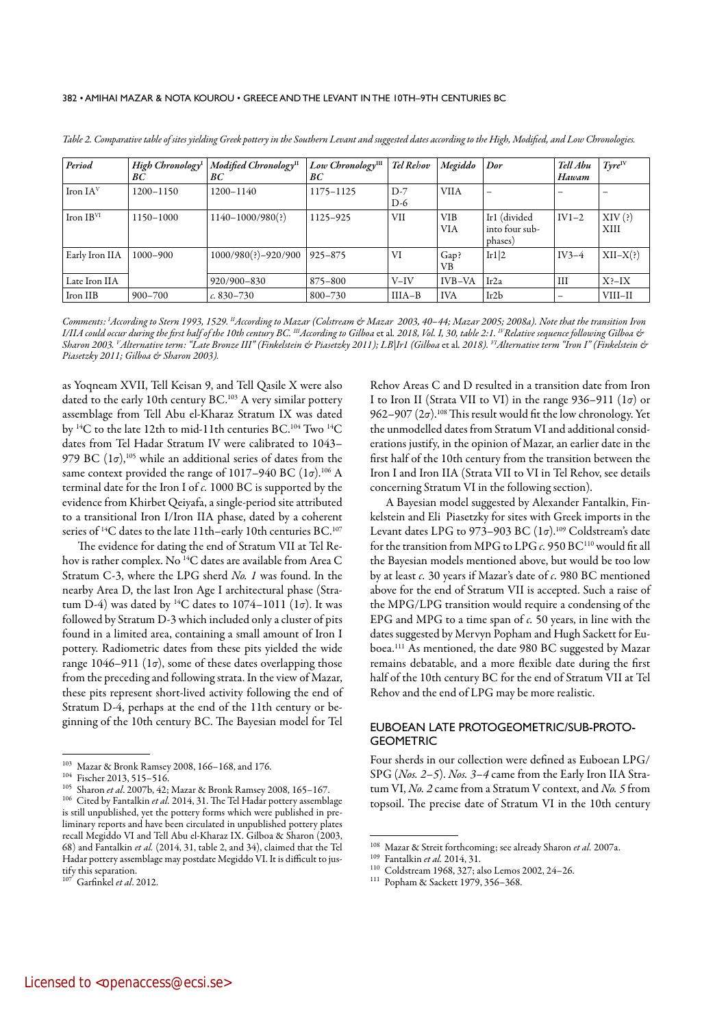*Table 2. Comparative table of sites yielding Greek pottery in the Southern Levant and suggested dates according to the High, Modified, and Low Chronologies.*

| *Period* | *High Chronology*[I] *BC* | *Modified Chronology*[II] *BC* | *Low Chronology*[III] *BC* | *Tel Rehov* | *Megiddo* | *Dor* | *Tell Abu Hawam* | *Tyre*[IV] |
|---|---|---|---|---|---|---|---|---|
| Iron IA[V] | 1200–1150 | 1200–1140 | 1175–1125 | D-7 D-6 | VIIA | – | – | – |
| Iron IB[VI] | 1150–1000 | 1140–1000/980(?) | 1125–925 | VII | VIB VIA | Ir1 (divided into four sub-phases) | IV1–2 | XIV (?) XIII |
| Early Iron IIA | 1000–900 | 1000/980(?)–920/900 | 925–875 | VI | Gap? VB | Ir1\|2 | IV3–4 | XII–X(?) |
| Late Iron IIA | | 920/900–830 | 875–800 | V–IV | IVB–VA | Ir2a | III | X?–IX |
| Iron IIB | 900–700 | *c.* 830–730 | 800–730 | IIIA–B | IVA | Ir2b | – | VIII–II |

*Comments:* [I]*According to Stern 1993, 1529.* [II]*According to Mazar (Colstream & Mazar 2003, 40–44; Mazar 2005; 2008a). Note that the transition Iron I/IIA could occur during the first half of the 10th century BC.* [III]*According to Gilboa* et al. *2018, Vol. I, 30, table 2:1.* [IV]*Relative sequence following Gilboa & Sharon 2003.* [V]*Alternative term: "Late Bronze III" (Finkelstein & Piasetzky 2011); LB|Ir1 (Gilboa* et al. *2018).* [VI]*Alternative term "Iron I" (Finkelstein & Piasetzky 2011; Gilboa & Sharon 2003).*

as Yoqneam XVII, Tell Keisan 9, and Tell Qasile X were also dated to the early 10th century BC.[103] A very similar pottery assemblage from Tell Abu el-Kharaz Stratum IX was dated by $^{14}$C to the late 12th to mid-11th centuries BC.[104] Two $^{14}$C dates from Tel Hadar Stratum IV were calibrated to 1043–979 BC ($1\sigma$),[105] while an additional series of dates from the same context provided the range of 1017–940 BC ($1\sigma$).[106] A terminal date for the Iron I of *c.* 1000 BC is supported by the evidence from Khirbet Qeiyafa, a single-period site attributed to a transitional Iron I/Iron IIA phase, dated by a coherent series of $^{14}$C dates to the late 11th–early 10th centuries BC.[107]

The evidence for dating the end of Stratum VII at Tel Rehov is rather complex. No $^{14}$C dates are available from Area C Stratum C-3, where the LPG sherd *No. 1* was found. In the nearby Area D, the last Iron Age I architectural phase (Stratum D-4) was dated by $^{14}$C dates to 1074–1011 ($1\sigma$). It was followed by Stratum D-3 which included only a cluster of pits found in a limited area, containing a small amount of Iron I pottery. Radiometric dates from these pits yielded the wide range 1046–911 ($1\sigma$), some of these dates overlapping those from the preceding and following strata. In the view of Mazar, these pits represent short-lived activity following the end of Stratum D-4, perhaps at the end of the 11th century or beginning of the 10th century BC. The Bayesian model for Tel Rehov Areas C and D resulted in a transition date from Iron I to Iron II (Strata VII to VI) in the range 936–911 ($1\sigma$) or 962–907 ($2\sigma$).[108] This result would fit the low chronology. Yet the unmodelled dates from Stratum VI and additional considerations justify, in the opinion of Mazar, an earlier date in the first half of the 10th century from the transition between the Iron I and Iron IIA (Strata VII to VI in Tel Rehov, see details concerning Stratum VI in the following section).

A Bayesian model suggested by Alexander Fantalkin, Finkelstein and Eli Piasetzky for sites with Greek imports in the Levant dates LPG to 973–903 BC ($1\sigma$).[109] Coldstream's date for the transition from MPG to LPG *c.* 950 BC[110] would fit all the Bayesian models mentioned above, but would be too low by at least *c.* 30 years if Mazar's date of *c.* 980 BC mentioned above for the end of Stratum VII is accepted. Such a raise of the MPG/LPG transition would require a condensing of the EPG and MPG to a time span of *c.* 50 years, in line with the dates suggested by Mervyn Popham and Hugh Sackett for Euboea.[111] As mentioned, the date 980 BC suggested by Mazar remains debatable, and a more flexible date during the first half of the 10th century BC for the end of Stratum VII at Tel Rehov and the end of LPG may be more realistic.

## EUBOEAN LATE PROTOGEOMETRIC/SUB-PROTOGEOMETRIC

Four sherds in our collection were defined as Euboean LPG/SPG (*Nos. 2–5*). *Nos. 3–4* came from the Early Iron IIA Stratum VI, *No. 2* came from a Stratum V context, and *No. 5* from topsoil. The precise date of Stratum VI in the 10th century

---

[103] Mazar & Bronk Ramsey 2008, 166–168, and 176.

[104] Fischer 2013, 515–516.

[105] Sharon *et al*. 2007b, 42; Mazar & Bronk Ramsey 2008, 165–167.

[106] Cited by Fantalkin *et al*. 2014, 31. The Tel Hadar pottery assemblage is still unpublished, yet the pottery forms which were published in preliminary reports and have been circulated in unpublished pottery plates recall Megiddo VI and Tell Abu el-Kharaz IX. Gilboa & Sharon (2003, 68) and Fantalkin *et al.* (2014, 31, table 2, and 34), claimed that the Tel Hadar pottery assemblage may postdate Megiddo VI. It is difficult to justify this separation.

[107] Garfinkel *et al*. 2012.

[108] Mazar & Streit forthcoming; see already Sharon *et al.* 2007a.

[109] Fantalkin *et al.* 2014, 31.

[110] Coldstream 1968, 327; also Lemos 2002, 24–26.

[111] Popham & Sackett 1979, 356–368.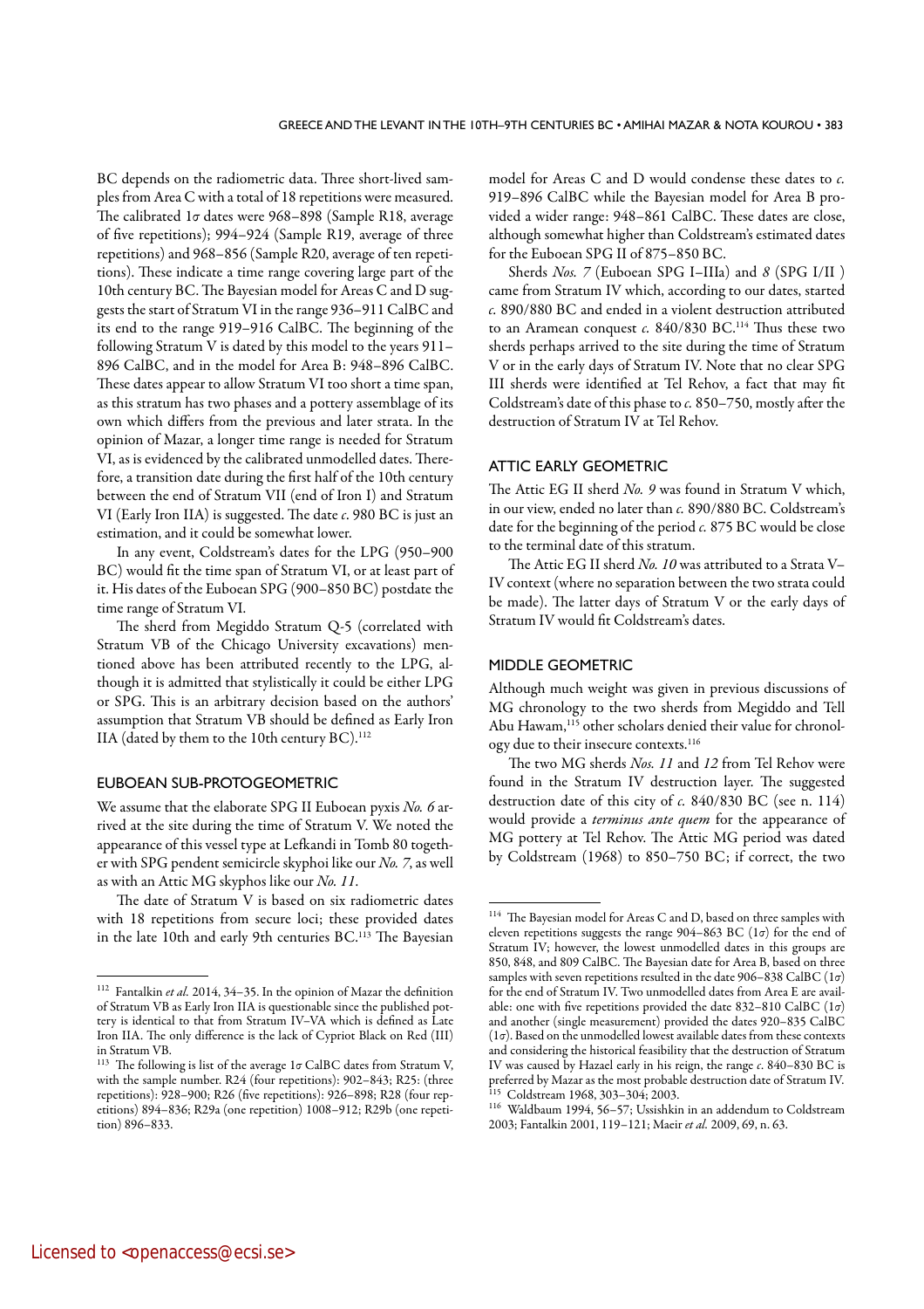BC depends on the radiometric data. Three short-lived samples from Area C with a total of 18 repetitions were measured. The calibrated 1σ dates were 968–898 (Sample R18, average of five repetitions); 994–924 (Sample R19, average of three repetitions) and 968–856 (Sample R20, average of ten repetitions). These indicate a time range covering large part of the 10th century BC. The Bayesian model for Areas C and D suggests the start of Stratum VI in the range 936–911 CalBC and its end to the range 919–916 CalBC. The beginning of the following Stratum V is dated by this model to the years 911–896 CalBC, and in the model for Area B: 948–896 CalBC. These dates appear to allow Stratum VI too short a time span, as this stratum has two phases and a pottery assemblage of its own which differs from the previous and later strata. In the opinion of Mazar, a longer time range is needed for Stratum VI, as is evidenced by the calibrated unmodelled dates. Therefore, a transition date during the first half of the 10th century between the end of Stratum VII (end of Iron I) and Stratum VI (Early Iron IIA) is suggested. The date *c.* 980 BC is just an estimation, and it could be somewhat lower.

In any event, Coldstream's dates for the LPG (950–900 BC) would fit the time span of Stratum VI, or at least part of it. His dates of the Euboean SPG (900–850 BC) postdate the time range of Stratum VI.

The sherd from Megiddo Stratum Q-5 (correlated with Stratum VB of the Chicago University excavations) mentioned above has been attributed recently to the LPG, although it is admitted that stylistically it could be either LPG or SPG. This is an arbitrary decision based on the authors' assumption that Stratum VB should be defined as Early Iron IIA (dated by them to the 10th century BC).[112]

## EUBOEAN SUB-PROTOGEOMETRIC

We assume that the elaborate SPG II Euboean pyxis *No. 6* arrived at the site during the time of Stratum V. We noted the appearance of this vessel type at Lefkandi in Tomb 80 together with SPG pendent semicircle skyphoi like our *No. 7*, as well as with an Attic MG skyphos like our *No. 11*.

The date of Stratum V is based on six radiometric dates with 18 repetitions from secure loci; these provided dates in the late 10th and early 9th centuries BC.[113] The Bayesian model for Areas C and D would condense these dates to *c.* 919–896 CalBC while the Bayesian model for Area B provided a wider range: 948–861 CalBC. These dates are close, although somewhat higher than Coldstream's estimated dates for the Euboean SPG II of 875–850 BC.

Sherds *Nos. 7* (Euboean SPG I–IIIa) and *8* (SPG I/II ) came from Stratum IV which, according to our dates, started *c.* 890/880 BC and ended in a violent destruction attributed to an Aramean conquest *c.* 840/830 BC.[114] Thus these two sherds perhaps arrived to the site during the time of Stratum V or in the early days of Stratum IV. Note that no clear SPG III sherds were identified at Tel Rehov, a fact that may fit Coldstream's date of this phase to *c.* 850–750, mostly after the destruction of Stratum IV at Tel Rehov.

## ATTIC EARLY GEOMETRIC

The Attic EG II sherd *No. 9* was found in Stratum V which, in our view, ended no later than *c.* 890/880 BC. Coldstream's date for the beginning of the period *c.* 875 BC would be close to the terminal date of this stratum.

The Attic EG II sherd *No. 10* was attributed to a Strata V–IV context (where no separation between the two strata could be made). The latter days of Stratum V or the early days of Stratum IV would fit Coldstream's dates.

## MIDDLE GEOMETRIC

Although much weight was given in previous discussions of MG chronology to the two sherds from Megiddo and Tell Abu Hawam,[115] other scholars denied their value for chronology due to their insecure contexts.[116]

The two MG sherds *Nos. 11* and *12* from Tel Rehov were found in the Stratum IV destruction layer. The suggested destruction date of this city of *c.* 840/830 BC (see n. 114) would provide a *terminus ante quem* for the appearance of MG pottery at Tel Rehov. The Attic MG period was dated by Coldstream (1968) to 850–750 BC; if correct, the two

---

[112] Fantalkin *et al.* 2014, 34–35. In the opinion of Mazar the definition of Stratum VB as Early Iron IIA is questionable since the published pottery is identical to that from Stratum IV–VA which is defined as Late Iron IIA. The only difference is the lack of Cypriot Black on Red (III) in Stratum VB.

[113] The following is list of the average 1σ CalBC dates from Stratum V, with the sample number. R24 (four repetitions): 902–843; R25: (three repetitions): 928–900; R26 (five repetitions): 926–898; R28 (four repetitions) 894–836; R29a (one repetition) 1008–912; R29b (one repetition) 896–833.

[114] The Bayesian model for Areas C and D, based on three samples with eleven repetitions suggests the range 904–863 BC (1σ) for the end of Stratum IV; however, the lowest unmodelled dates in this groups are 850, 848, and 809 CalBC. The Bayesian date for Area B, based on three samples with seven repetitions resulted in the date 906–838 CalBC (1σ) for the end of Stratum IV. Two unmodelled dates from Area E are available: one with five repetitions provided the date 832–810 CalBC (1σ) and another (single measurement) provided the dates 920–835 CalBC (1σ). Based on the unmodelled lowest available dates from these contexts and considering the historical feasibility that the destruction of Stratum IV was caused by Hazael early in his reign, the range *c.* 840–830 BC is preferred by Mazar as the most probable destruction date of Stratum IV.

[115] Coldstream 1968, 303–304; 2003.

[116] Waldbaum 1994, 56–57; Ussishkin in an addendum to Coldstream 2003; Fantalkin 2001, 119–121; Maeir *et al.* 2009, 69, n. 63.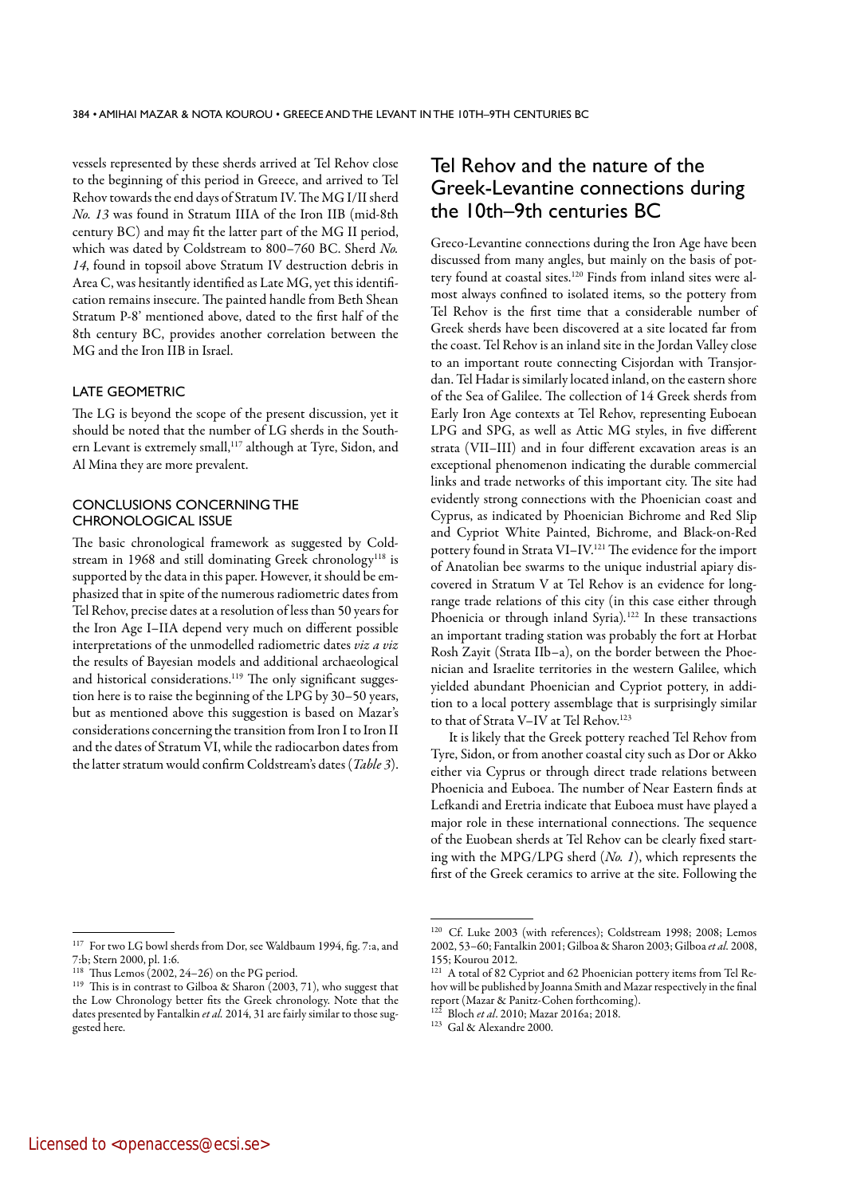vessels represented by these sherds arrived at Tel Rehov close to the beginning of this period in Greece, and arrived to Tel Rehov towards the end days of Stratum IV. The MG I/II sherd *No. 13* was found in Stratum IIIA of the Iron IIB (mid-8th century BC) and may fit the latter part of the MG II period, which was dated by Coldstream to 800–760 BC. Sherd *No. 14*, found in topsoil above Stratum IV destruction debris in Area C, was hesitantly identified as Late MG, yet this identification remains insecure. The painted handle from Beth Shean Stratum P-8' mentioned above, dated to the first half of the 8th century BC, provides another correlation between the MG and the Iron IIB in Israel.

### LATE GEOMETRIC

The LG is beyond the scope of the present discussion, yet it should be noted that the number of LG sherds in the Southern Levant is extremely small,[117] although at Tyre, Sidon, and Al Mina they are more prevalent.

### CONCLUSIONS CONCERNING THE CHRONOLOGICAL ISSUE

The basic chronological framework as suggested by Coldstream in 1968 and still dominating Greek chronology[118] is supported by the data in this paper. However, it should be emphasized that in spite of the numerous radiometric dates from Tel Rehov, precise dates at a resolution of less than 50 years for the Iron Age I–IIA depend very much on different possible interpretations of the unmodelled radiometric dates *viz a viz* the results of Bayesian models and additional archaeological and historical considerations.[119] The only significant suggestion here is to raise the beginning of the LPG by 30–50 years, but as mentioned above this suggestion is based on Mazar's considerations concerning the transition from Iron I to Iron II and the dates of Stratum VI, while the radiocarbon dates from the latter stratum would confirm Coldstream's dates (*Table 3*).

## Tel Rehov and the nature of the Greek-Levantine connections during the 10th–9th centuries BC

Greco-Levantine connections during the Iron Age have been discussed from many angles, but mainly on the basis of pottery found at coastal sites.[120] Finds from inland sites were almost always confined to isolated items, so the pottery from Tel Rehov is the first time that a considerable number of Greek sherds have been discovered at a site located far from the coast. Tel Rehov is an inland site in the Jordan Valley close to an important route connecting Cisjordan with Transjordan. Tel Hadar is similarly located inland, on the eastern shore of the Sea of Galilee. The collection of 14 Greek sherds from Early Iron Age contexts at Tel Rehov, representing Euboean LPG and SPG, as well as Attic MG styles, in five different strata (VII–III) and in four different excavation areas is an exceptional phenomenon indicating the durable commercial links and trade networks of this important city. The site had evidently strong connections with the Phoenician coast and Cyprus, as indicated by Phoenician Bichrome and Red Slip and Cypriot White Painted, Bichrome, and Black-on-Red pottery found in Strata VI–IV.[121] The evidence for the import of Anatolian bee swarms to the unique industrial apiary discovered in Stratum V at Tel Rehov is an evidence for long-range trade relations of this city (in this case either through Phoenicia or through inland Syria).[122] In these transactions an important trading station was probably the fort at Horbat Rosh Zayit (Strata IIb–a), on the border between the Phoenician and Israelite territories in the western Galilee, which yielded abundant Phoenician and Cypriot pottery, in addition to a local pottery assemblage that is surprisingly similar to that of Strata V–IV at Tel Rehov.[123]

It is likely that the Greek pottery reached Tel Rehov from Tyre, Sidon, or from another coastal city such as Dor or Akko either via Cyprus or through direct trade relations between Phoenicia and Euboea. The number of Near Eastern finds at Lefkandi and Eretria indicate that Euboea must have played a major role in these international connections. The sequence of the Euobean sherds at Tel Rehov can be clearly fixed starting with the MPG/LPG sherd (*No. 1*), which represents the first of the Greek ceramics to arrive at the site. Following the

---

[117] For two LG bowl sherds from Dor, see Waldbaum 1994, fig. 7:a, and 7:b; Stern 2000, pl. 1:6.

[118] Thus Lemos (2002, 24–26) on the PG period.

[119] This is in contrast to Gilboa & Sharon (2003, 71), who suggest that the Low Chronology better fits the Greek chronology. Note that the dates presented by Fantalkin *et al.* 2014, 31 are fairly similar to those suggested here.

[120] Cf. Luke 2003 (with references); Coldstream 1998; 2008; Lemos 2002, 53–60; Fantalkin 2001; Gilboa & Sharon 2003; Gilboa *et al.* 2008, 155; Kourou 2012.

[121] A total of 82 Cypriot and 62 Phoenician pottery items from Tel Rehov will be published by Joanna Smith and Mazar respectively in the final report (Mazar & Panitz-Cohen forthcoming).

[122] Bloch *et al*. 2010; Mazar 2016a; 2018.

[123] Gal & Alexandre 2000.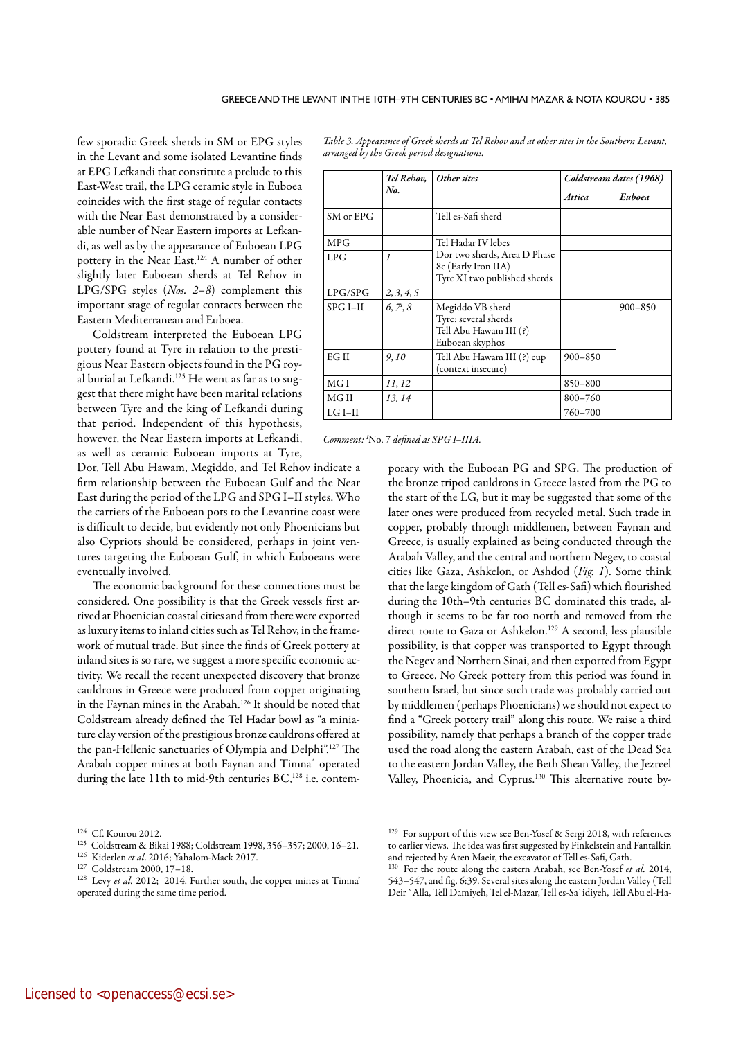few sporadic Greek sherds in SM or EPG styles in the Levant and some isolated Levantine finds at EPG Lefkandi that constitute a prelude to this East-West trail, the LPG ceramic style in Euboea coincides with the first stage of regular contacts with the Near East demonstrated by a considerable number of Near Eastern imports at Lefkandi, as well as by the appearance of Euboean LPG pottery in the Near East.[124] A number of other slightly later Euboean sherds at Tel Rehov in LPG/SPG styles (*Nos. 2–8*) complement this important stage of regular contacts between the Eastern Mediterranean and Euboea.

Coldstream interpreted the Euboean LPG pottery found at Tyre in relation to the prestigious Near Eastern objects found in the PG royal burial at Lefkandi.[125] He went as far as to suggest that there might have been marital relations between Tyre and the king of Lefkandi during that period. Independent of this hypothesis, however, the Near Eastern imports at Lefkandi, as well as ceramic Euboean imports at Tyre, Dor, Tell Abu Hawam, Megiddo, and Tel Rehov indicate a firm relationship between the Euboean Gulf and the Near East during the period of the LPG and SPG I–II styles. Who the carriers of the Euboean pots to the Levantine coast were is difficult to decide, but evidently not only Phoenicians but also Cypriots should be considered, perhaps in joint ventures targeting the Euboean Gulf, in which Euboeans were eventually involved.

The economic background for these connections must be considered. One possibility is that the Greek vessels first arrived at Phoenician coastal cities and from there were exported as luxury items to inland cities such as Tel Rehov, in the framework of mutual trade. But since the finds of Greek pottery at inland sites is so rare, we suggest a more specific economic activity. We recall the recent unexpected discovery that bronze cauldrons in Greece were produced from copper originating in the Faynan mines in the Arabah.[126] It should be noted that Coldstream already defined the Tel Hadar bowl as "a miniature clay version of the prestigious bronze cauldrons offered at the pan-Hellenic sanctuaries of Olympia and Delphi".[127] The Arabah copper mines at both Faynan and Timnaʿ operated during the late 11th to mid-9th centuries BC,[128] i.e. contemporary with the Euboean PG and SPG. The production of the bronze tripod cauldrons in Greece lasted from the PG to the start of the LG, but it may be suggested that some of the later ones were produced from recycled metal. Such trade in copper, probably through middlemen, between Faynan and Greece, is usually explained as being conducted through the Arabah Valley, and the central and northern Negev, to coastal cities like Gaza, Ashkelon, or Ashdod (*Fig. 1*). Some think that the large kingdom of Gath (Tell es-Safi) which flourished during the 10th–9th centuries BC dominated this trade, although it seems to be far too north and removed from the direct route to Gaza or Ashkelon.[129] A second, less plausible possibility, is that copper was transported to Egypt through the Negev and Northern Sinai, and then exported from Egypt to Greece. No Greek pottery from this period was found in southern Israel, but since such trade was probably carried out by middlemen (perhaps Phoenicians) we should not expect to find a "Greek pottery trail" along this route. We raise a third possibility, namely that perhaps a branch of the copper trade used the road along the eastern Arabah, east of the Dead Sea to the eastern Jordan Valley, the Beth Shean Valley, the Jezreel Valley, Phoenicia, and Cyprus.[130] This alternative route by-

*Table 3. Appearance of Greek sherds at Tel Rehov and at other sites in the Southern Levant, arranged by the Greek period designations.*

| | *Tel Rehov, No.* | *Other sites* | *Coldstream dates (1968)* | |
|---|---|---|---|---|
| | | | *Attica* | *Euboea* |
| SM or EPG | | Tell es-Safi sherd | | |
| MPG | | Tel Hadar IV lebes | | |
| LPG | *1* | Dor two sherds, Area D Phase 8c (Early Iron IIA) Tyre XI two published sherds | | |
| LPG/SPG | *2, 3, 4, 5* | | | |
| SPG I–II | *6, 7[i], 8* | Megiddo VB sherd Tyre: several sherds Tell Abu Hawam III (?) Euboean skyphos | | 900–850 |
| EG II | *9, 10* | Tell Abu Hawam III (?) cup (context insecure) | 900–850 | |
| MG I | *11, 12* | | 850–800 | |
| MG II | *13, 14* | | 800–760 | |
| LG I–II | | | 760–700 | |

*Comment: [i]No. 7 defined as SPG I–IIIA.*

[124] Cf. Kourou 2012.
[125] Coldstream & Bikai 1988; Coldstream 1998, 356–357; 2000, 16–21.
[126] Kiderlen *et al*. 2016; Yahalom-Mack 2017.
[127] Coldstream 2000, 17–18.
[128] Levy *et al.* 2012; 2014. Further south, the copper mines at Timnaʿ operated during the same time period.
[129] For support of this view see Ben-Yosef & Sergi 2018, with references to earlier views. The idea was first suggested by Finkelstein and Fantalkin and rejected by Aren Maeir, the excavator of Tell es-Safi, Gath.
[130] For the route along the eastern Arabah, see Ben-Yosef *et al.* 2014, 543–547, and fig. 6:39. Several sites along the eastern Jordan Valley (Tell Deir `Alla, Tell Damiyeh, Tel el-Mazar, Tell es-Sa`idiyeh, Tell Abu el-Ha-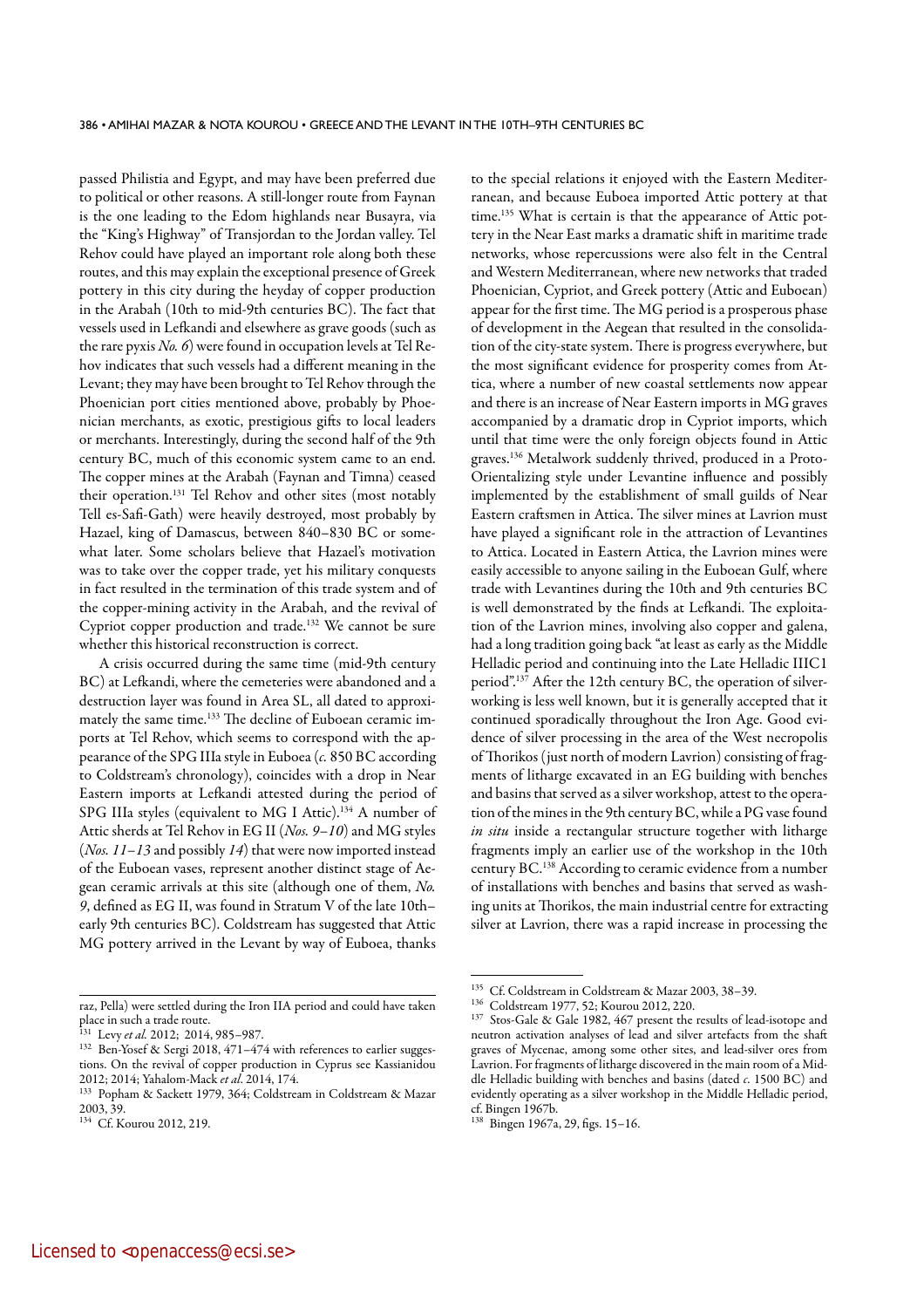passed Philistia and Egypt, and may have been preferred due to political or other reasons. A still-longer route from Faynan is the one leading to the Edom highlands near Busayra, via the "King's Highway" of Transjordan to the Jordan valley. Tel Rehov could have played an important role along both these routes, and this may explain the exceptional presence of Greek pottery in this city during the heyday of copper production in the Arabah (10th to mid-9th centuries BC). The fact that vessels used in Lefkandi and elsewhere as grave goods (such as the rare pyxis *No. 6*) were found in occupation levels at Tel Rehov indicates that such vessels had a different meaning in the Levant; they may have been brought to Tel Rehov through the Phoenician port cities mentioned above, probably by Phoenician merchants, as exotic, prestigious gifts to local leaders or merchants. Interestingly, during the second half of the 9th century BC, much of this economic system came to an end. The copper mines at the Arabah (Faynan and Timna) ceased their operation.[131] Tel Rehov and other sites (most notably Tell es-Safi-Gath) were heavily destroyed, most probably by Hazael, king of Damascus, between 840–830 BC or somewhat later. Some scholars believe that Hazael's motivation was to take over the copper trade, yet his military conquests in fact resulted in the termination of this trade system and of the copper-mining activity in the Arabah, and the revival of Cypriot copper production and trade.[132] We cannot be sure whether this historical reconstruction is correct.

A crisis occurred during the same time (mid-9th century BC) at Lefkandi, where the cemeteries were abandoned and a destruction layer was found in Area SL, all dated to approximately the same time.[133] The decline of Euboean ceramic imports at Tel Rehov, which seems to correspond with the appearance of the SPG IIIa style in Euboea (*c.* 850 BC according to Coldstream's chronology), coincides with a drop in Near Eastern imports at Lefkandi attested during the period of SPG IIIa styles (equivalent to MG I Attic).[134] A number of Attic sherds at Tel Rehov in EG II (*Nos. 9–10*) and MG styles (*Nos. 11–13* and possibly *14*) that were now imported instead of the Euboean vases, represent another distinct stage of Aegean ceramic arrivals at this site (although one of them, *No. 9*, defined as EG II, was found in Stratum V of the late 10th–early 9th centuries BC). Coldstream has suggested that Attic MG pottery arrived in the Levant by way of Euboea, thanks to the special relations it enjoyed with the Eastern Mediterranean, and because Euboea imported Attic pottery at that time.[135] What is certain is that the appearance of Attic pottery in the Near East marks a dramatic shift in maritime trade networks, whose repercussions were also felt in the Central and Western Mediterranean, where new networks that traded Phoenician, Cypriot, and Greek pottery (Attic and Euboean) appear for the first time. The MG period is a prosperous phase of development in the Aegean that resulted in the consolidation of the city-state system. There is progress everywhere, but the most significant evidence for prosperity comes from Attica, where a number of new coastal settlements now appear and there is an increase of Near Eastern imports in MG graves accompanied by a dramatic drop in Cypriot imports, which until that time were the only foreign objects found in Attic graves.[136] Metalwork suddenly thrived, produced in a Proto-Orientalizing style under Levantine influence and possibly implemented by the establishment of small guilds of Near Eastern craftsmen in Attica. The silver mines at Lavrion must have played a significant role in the attraction of Levantines to Attica. Located in Eastern Attica, the Lavrion mines were easily accessible to anyone sailing in the Euboean Gulf, where trade with Levantines during the 10th and 9th centuries BC is well demonstrated by the finds at Lefkandi. The exploitation of the Lavrion mines, involving also copper and galena, had a long tradition going back "at least as early as the Middle Helladic period and continuing into the Late Helladic IIIC1 period".[137] After the 12th century BC, the operation of silver-working is less well known, but it is generally accepted that it continued sporadically throughout the Iron Age. Good evidence of silver processing in the area of the West necropolis of Thorikos (just north of modern Lavrion) consisting of fragments of litharge excavated in an EG building with benches and basins that served as a silver workshop, attest to the operation of the mines in the 9th century BC, while a PG vase found *in situ* inside a rectangular structure together with litharge fragments imply an earlier use of the workshop in the 10th century BC.[138] According to ceramic evidence from a number of installations with benches and basins that served as washing units at Thorikos, the main industrial centre for extracting silver at Lavrion, there was a rapid increase in processing the

---

raz, Pella) were settled during the Iron IIA period and could have taken place in such a trade route.

[131] Levy *et al.* 2012; 2014, 985–987.

[132] Ben-Yosef & Sergi 2018, 471–474 with references to earlier suggestions. On the revival of copper production in Cyprus see Kassianidou 2012; 2014; Yahalom-Mack *et al.* 2014, 174.

[133] Popham & Sackett 1979, 364; Coldstream in Coldstream & Mazar 2003, 39.

[134] Cf. Kourou 2012, 219.

[135] Cf. Coldstream in Coldstream & Mazar 2003, 38–39.

[136] Coldstream 1977, 52; Kourou 2012, 220.

[137] Stos-Gale & Gale 1982, 467 present the results of lead-isotope and neutron activation analyses of lead and silver artefacts from the shaft graves of Mycenae, among some other sites, and lead-silver ores from Lavrion. For fragments of litharge discovered in the main room of a Middle Helladic building with benches and basins (dated *c.* 1500 BC) and evidently operating as a silver workshop in the Middle Helladic period, cf. Bingen 1967b.

[138] Bingen 1967a, 29, figs. 15–16.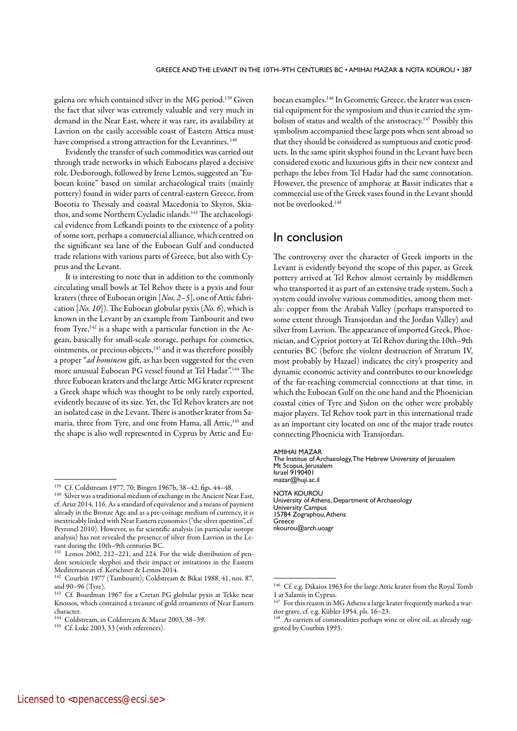galena ore which contained silver in the MG period.[139] Given the fact that silver was extremely valuable and very much in demand in the Near East, where it was rare, its availability at Lavrion on the easily accessible coast of Eastern Attica must have comprised a strong attraction for the Levantines.[140]

Evidently the transfer of such commodities was carried out through trade networks in which Euboeans played a decisive role. Desborough, followed by Irene Lemos, suggested an "Euboean koine" based on similar archaeological traits (mainly pottery) found in wider parts of central-eastern Greece, from Boeotia to Thessaly and coastal Macedonia to Skyros, Skiathos, and some Northern Cycladic islands.[141] The archaeological evidence from Lefkandi points to the existence of a polity of some sort, perhaps a commercial alliance, which centred on the significant sea lane of the Euboean Gulf and conducted trade relations with various parts of Greece, but also with Cyprus and the Levant.

It is interesting to note that in addition to the commonly circulating small bowls at Tel Rehov there is a pyxis and four kraters (three of Euboean origin [*Nos. 2–5*], one of Attic fabrication [*No. 10*]). The Euboean globular pyxis (*No. 6*), which is known in the Levant by an example from Tambourit and two from Tyre,[142] is a shape with a particular function in the Aegean, basically for small-scale storage, perhaps for cosmetics, ointments, or precious objects,[143] and it was therefore possibly a proper "*ad hominem* gift, as has been suggested for the even more unusual Euboean PG vessel found at Tel Hadar".[144] The three Euboean kraters and the large Attic MG krater represent a Greek shape which was thought to be only rarely exported, evidently because of its size. Yet, the Tel Rehov kraters are not an isolated case in the Levant. There is another krater from Samaria, three from Tyre, and one from Hama, all Attic,[145] and the shape is also well represented in Cyprus by Attic and Euboean examples.[146] In Geometric Greece, the krater was essential equipment for the symposium and thus it carried the symbolism of status and wealth of the aristocracy.[147] Possibly this symbolism accompanied these large pots when sent abroad so that they should be considered as sumptuous and exotic products. In the same spirit skyphoi found in the Levant have been considered exotic and luxurious gifts in their new context and perhaps the lebes from Tel Hadar had the same connotation. However, the presence of amphorae at Bassit indicates that a commercial use of the Greek vases found in the Levant should not be overlooked.[148]

## In conclusion

The controversy over the character of Greek imports in the Levant is evidently beyond the scope of this paper, as Greek pottery arrived at Tel Rehov almost certainly by middlemen who transported it as part of an extensive trade system. Such a system could involve various commodities, among them metals: copper from the Arabah Valley (perhaps transported to some extent through Transjordan and the Jordan Valley) and silver from Lavrion. The appearance of imported Greek, Phoenician, and Cypriot pottery at Tel Rehov during the 10th–9th centuries BC (before the violent destruction of Stratum IV, most probably by Hazael) indicates the city's prosperity and dynamic economic activity and contributes to our knowledge of the far-reaching commercial connections at that time, in which the Euboean Gulf on the one hand and the Phoenician coastal cities of Tyre and Sidon on the other were probably major players. Tel Rehov took part in this international trade as an important city located on one of the major trade routes connecting Phoenicia with Transjordan.

AMIHAI MAZAR
The Institue of Archaeology, The Hebrew University of Jerusalem
Mt Scopus, Jerusalem
Israel 9190401
mazar@huji.ac.il

NOTA KOUROU
University of Athens, Department of Archaeology
University Campus
15784 Zographou, Athens
Greece
nkourou@arch.uoagr

---

[139] Cf. Coldstream 1977, 70; Bingen 1967b, 38–42, figs. 44–48.

[140] Silver was a traditional medium of exchange in the Ancient Near East, cf. Aruz 2014, 116. As a standard of equivalence and a means of payment already in the Bronze Age and as a pre-coinage medium of currency, it is inextricably linked with Near Eastern economics ("the silver question", cf. Peyronel 2010). However, so far scientific analysis (in particular isotope analysis) has not revealed the presence of silver from Lavrion in the Levant during the 10th–9th centuries BC.

[141] Lemos 2002, 212–221, and 224. For the wide distribution of pendent semicircle skyphoi and their impact or imitations in the Eastern Mediterranean cf. Kerschner & Lemos 2014.

[142] Courbin 1977 (Tambourit); Coldstream & Bikai 1988, 41, nos. 87, and 90–96 (Tyre).

[143] Cf. Boardman 1967 for a Cretan PG globular pyxis at Tekke near Knossos, which contained a treasure of gold ornaments of Near Eastern character.

[144] Coldstream, in Coldstream & Mazar 2003, 38–39.

[145] Cf. Luke 2003, 33 (with references).

[146] Cf. e.g. Dikaios 1963 for the large Attic krater from the Royal Tomb 1 at Salamis in Cyprus.

[147] For this reason in MG Athens a large krater frequently marked a warrior grave, cf. e.g. Kübler 1954, pls. 16–23.

[148] As carriers of commodities perhaps wine or olive oil, as already suggested by Courbin 1993.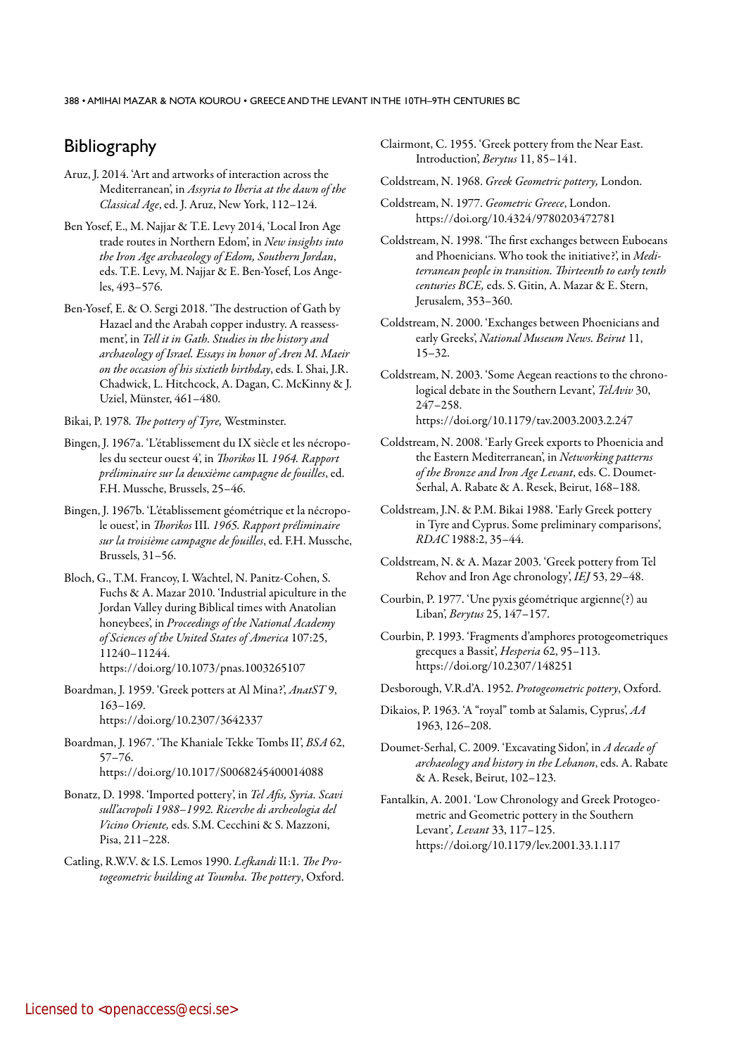## Bibliography

Aruz, J. 2014. 'Art and artworks of interaction across the Mediterranean', in *Assyria to Iberia at the dawn of the Classical Age*, ed. J. Aruz, New York, 112–124.

Ben Yosef, E., M. Najjar & T.E. Levy 2014, 'Local Iron Age trade routes in Northern Edom', in *New insights into the Iron Age archaeology of Edom, Southern Jordan*, eds. T.E. Levy, M. Najjar & E. Ben-Yosef, Los Angeles, 493–576.

Ben-Yosef, E. & O. Sergi 2018. 'The destruction of Gath by Hazael and the Arabah copper industry. A reassessment', in *Tell it in Gath. Studies in the history and archaeology of Israel. Essays in honor of Aren M. Maeir on the occasion of his sixtieth birthday*, eds. I. Shai, J.R. Chadwick, L. Hitchcock, A. Dagan, C. McKinny & J. Uziel, Münster, 461–480.

Bikai, P. 1978. *The pottery of Tyre,* Westminster.

Bingen, J. 1967a. 'L'établissement du IX siècle et les nécropoles du secteur ouest 4', in *Thorikos* II*. 1964. Rapport préliminaire sur la deuxième campagne de fouilles*, ed. F.H. Mussche, Brussels, 25–46.

Bingen, J. 1967b. 'L'établissement géométrique et la nécropole ouest', in *Thorikos* III*. 1965. Rapport préliminaire sur la troisième campagne de fouilles*, ed. F.H. Mussche, Brussels, 31–56.

Bloch, G., T.M. Francoy, I. Wachtel, N. Panitz-Cohen, S. Fuchs & A. Mazar 2010. 'Industrial apiculture in the Jordan Valley during Biblical times with Anatolian honeybees', in *Proceedings of the National Academy of Sciences of the United States of America* 107:25, 11240–11244.
https://doi.org/10.1073/pnas.1003265107

Boardman, J. 1959. 'Greek potters at Al Mina?', *AnatST* 9, 163–169.
https://doi.org/10.2307/3642337

Boardman, J. 1967. 'The Khaniale Tekke Tombs II', *BSA* 62, 57–76.
https://doi.org/10.1017/S0068245400014088

Bonatz, D. 1998. 'Imported pottery', in *Tel Afis, Syria. Scavi sull'acropoli 1988–1992. Ricerche di archeologia del Vicino Oriente,* eds. S.M. Cecchini & S. Mazzoni, Pisa, 211–228.

Catling, R.W.V. & I.S. Lemos 1990. *Lefkandi* II:1*. The Protogeometric building at Toumba. The pottery*, Oxford.

Clairmont, C. 1955. 'Greek pottery from the Near East. Introduction', *Berytus* 11, 85–141.

Coldstream, N. 1968. *Greek Geometric pottery,* London.

Coldstream, N. 1977. *Geometric Greece*, London.
https://doi.org/10.4324/9780203472781

Coldstream, N. 1998. 'The first exchanges between Euboeans and Phoenicians. Who took the initiative?', in *Mediterranean people in transition. Thirteenth to early tenth centuries BCE,* eds. S. Gitin, A. Mazar & E. Stern, Jerusalem, 353–360.

Coldstream, N. 2000. 'Exchanges between Phoenicians and early Greeks', *National Museum News. Beirut* 11, 15–32.

Coldstream, N. 2003. 'Some Aegean reactions to the chronological debate in the Southern Levant', *TelAviv* 30, 247–258.
https://doi.org/10.1179/tav.2003.2003.2.247

Coldstream, N. 2008. 'Early Greek exports to Phoenicia and the Eastern Mediterranean', in *Networking patterns of the Bronze and Iron Age Levant*, eds. C. Doumet-Serhal, A. Rabate & A. Resek, Beirut, 168–188.

Coldstream, J.N. & P.M. Bikai 1988. 'Early Greek pottery in Tyre and Cyprus. Some preliminary comparisons', *RDAC* 1988:2, 35–44.

Coldstream, N. & A. Mazar 2003. 'Greek pottery from Tel Rehov and Iron Age chronology', *IEJ* 53, 29–48.

Courbin, P. 1977. 'Une pyxis géométrique argienne(?) au Liban', *Berytus* 25, 147–157.

Courbin, P. 1993. 'Fragments d'amphores protogeometriques grecques a Bassit', *Hesperia* 62, 95–113.
https://doi.org/10.2307/148251

Desborough, V.R.d'A. 1952. *Protogeometric pottery*, Oxford.

Dikaios, P. 1963. 'A "royal" tomb at Salamis, Cyprus', *AA* 1963, 126–208.

Doumet-Serhal, C. 2009. 'Excavating Sidon', in *A decade of archaeology and history in the Lebanon*, eds. A. Rabate & A. Resek, Beirut, 102–123.

Fantalkin, A. 2001. 'Low Chronology and Greek Protogeometric and Geometric pottery in the Southern Levant', *Levant* 33, 117–125.
https://doi.org/10.1179/lev.2001.33.1.117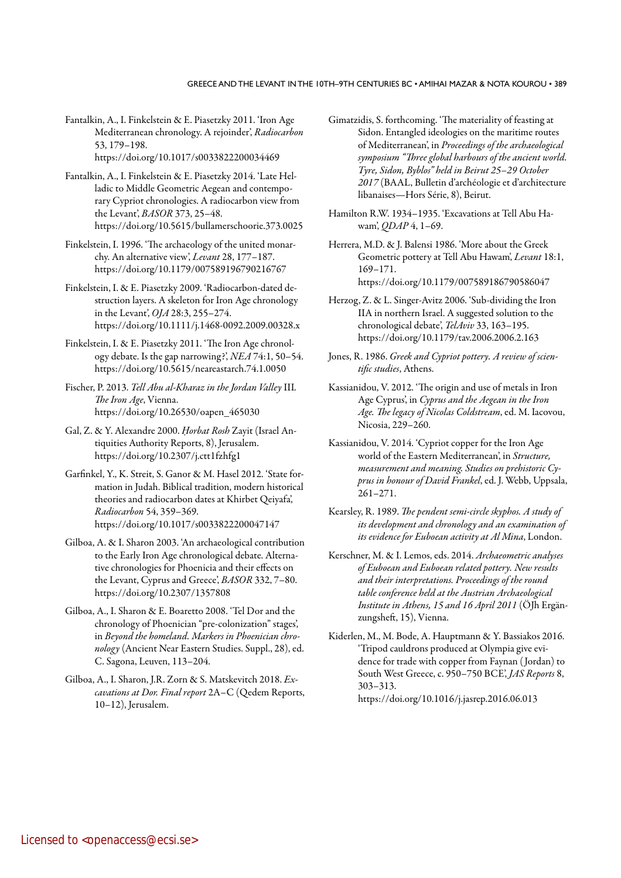Fantalkin, A., I. Finkelstein & E. Piasetzky 2011. 'Iron Age Mediterranean chronology. A rejoinder', *Radiocarbon* 53, 179–198. https://doi.org/10.1017/s0033822200034469

Fantalkin, A., I. Finkelstein & E. Piasetzky 2014. 'Late Helladic to Middle Geometric Aegean and contemporary Cypriot chronologies. A radiocarbon view from the Levant', *BASOR* 373, 25–48. https://doi.org/10.5615/bullamerschoorie.373.0025

Finkelstein, I. 1996. 'The archaeology of the united monarchy. An alternative view', *Levant* 28, 177–187. https://doi.org/10.1179/007589196790216767

Finkelstein, I. & E. Piasetzky 2009. 'Radiocarbon-dated destruction layers. A skeleton for Iron Age chronology in the Levant', *OJA* 28:3, 255–274. https://doi.org/10.1111/j.1468-0092.2009.00328.x

Finkelstein, I. & E. Piasetzky 2011. 'The Iron Age chronology debate. Is the gap narrowing?', *NEA* 74:1, 50–54. https://doi.org/10.5615/neareastarch.74.1.0050

Fischer, P. 2013. *Tell Abu al-Kharaz in the Jordan Valley* III. *The Iron Age*, Vienna. https://doi.org/10.26530/oapen_465030

Gal, Z. & Y. Alexandre 2000. *Ḥorbat Rosh* Zayit (Israel Antiquities Authority Reports, 8), Jerusalem. https://doi.org/10.2307/j.ctt1fzhfg1

Garfinkel, Y., K. Streit, S. Ganor & M. Hasel 2012. 'State formation in Judah. Biblical tradition, modern historical theories and radiocarbon dates at Khirbet Qeiyafa', *Radiocarbon* 54, 359–369. https://doi.org/10.1017/s0033822200047147

Gilboa, A. & I. Sharon 2003. 'An archaeological contribution to the Early Iron Age chronological debate. Alternative chronologies for Phoenicia and their effects on the Levant, Cyprus and Greece', *BASOR* 332, 7–80. https://doi.org/10.2307/1357808

Gilboa, A., I. Sharon & E. Boaretto 2008. 'Tel Dor and the chronology of Phoenician "pre-colonization" stages', in *Beyond the homeland. Markers in Phoenician chronology* (Ancient Near Eastern Studies. Suppl., 28), ed. C. Sagona, Leuven, 113–204.

Gilboa, A., I. Sharon, J.R. Zorn & S. Matskevitch 2018. *Excavations at Dor. Final report* 2A–C (Qedem Reports, 10–12), Jerusalem.

Gimatzidis, S. forthcoming. 'The materiality of feasting at Sidon. Entangled ideologies on the maritime routes of Mediterranean', in *Proceedings of the archaeological symposium "Three global harbours of the ancient world. Tyre, Sidon, Byblos" held in Beirut 25–29 October 2017* (BAAL, Bulletin d'archéologie et d'architecture libanaises—Hors Série, 8), Beirut.

Hamilton R.W. 1934–1935. 'Excavations at Tell Abu Hawam', *QDAP* 4, 1–69.

Herrera, M.D. & J. Balensi 1986. 'More about the Greek Geometric pottery at Tell Abu Hawam', *Levant* 18:1, 169–171. https://doi.org/10.1179/007589186790586047

Herzog, Z. & L. Singer-Avitz 2006. 'Sub-dividing the Iron IIA in northern Israel. A suggested solution to the chronological debate', *TelAviv* 33, 163–195. https://doi.org/10.1179/tav.2006.2006.2.163

Jones, R. 1986. *Greek and Cypriot pottery. A review of scientific studies*, Athens.

Kassianidou, V. 2012. 'The origin and use of metals in Iron Age Cyprus', in *Cyprus and the Aegean in the Iron Age. The legacy of Nicolas Coldstream*, ed. M. Iacovou, Nicosia, 229–260.

Kassianidou, V. 2014. 'Cypriot copper for the Iron Age world of the Eastern Mediterranean', in *Structure, measurement and meaning. Studies on prehistoric Cyprus in honour of David Frankel*, ed. J. Webb, Uppsala, 261–271.

Kearsley, R. 1989. *The pendent semi-circle skyphos. A study of its development and chronology and an examination of its evidence for Euboean activity at Al Mina*, London.

Kerschner, M. & I. Lemos, eds. 2014. *Archaeometric analyses of Euboean and Euboean related pottery. New results and their interpretations. Proceedings of the round table conference held at the Austrian Archaeological Institute in Athens, 15 and 16 April 2011* (ÖJh Ergänzungsheft, 15), Vienna.

Kiderlen, M., M. Bode, A. Hauptmann & Y. Bassiakos 2016. 'Tripod cauldrons produced at Olympia give evidence for trade with copper from Faynan (Jordan) to South West Greece, c. 950–750 BCE', *JAS Reports* 8, 303–313. https://doi.org/10.1016/j.jasrep.2016.06.013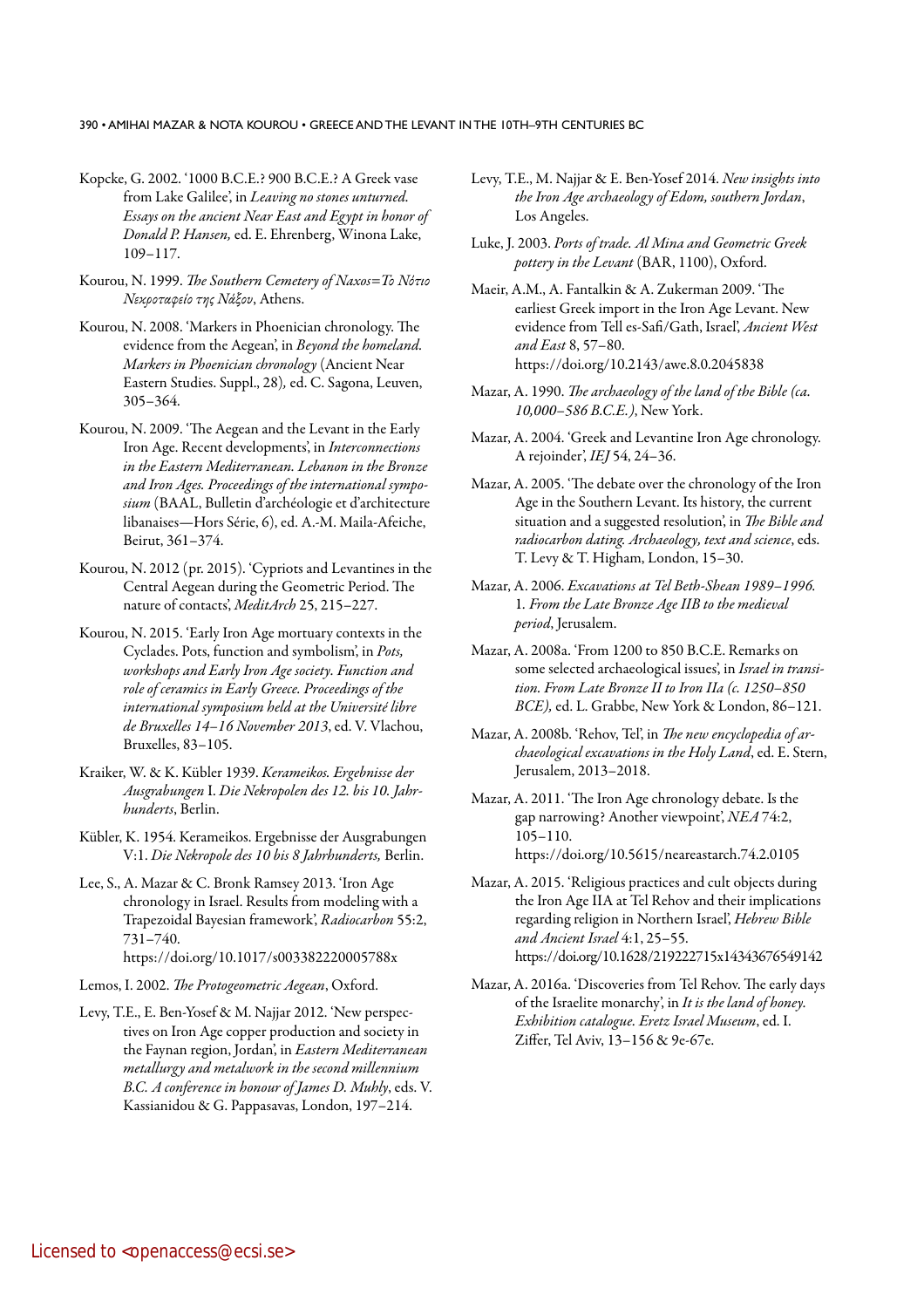Kopcke, G. 2002. '1000 B.C.E.? 900 B.C.E.? A Greek vase from Lake Galilee', in *Leaving no stones unturned. Essays on the ancient Near East and Egypt in honor of Donald P. Hansen,* ed. E. Ehrenberg, Winona Lake, 109–117.

Kourou, N. 1999. *The Southern Cemetery of Naxos=Το Νότιο Νεκροταφείο της Νάξου*, Athens.

Kourou, N. 2008. 'Markers in Phoenician chronology. The evidence from the Aegean', in *Beyond the homeland. Markers in Phoenician chronology* (Ancient Near Eastern Studies. Suppl., 28), ed. C. Sagona, Leuven, 305–364.

Kourou, N. 2009. 'The Aegean and the Levant in the Early Iron Age. Recent developments', in *Interconnections in the Eastern Mediterranean. Lebanon in the Bronze and Iron Ages. Proceedings of the international symposium* (BAAL, Bulletin d'archéologie et d'architecture libanaises—Hors Série, 6), ed. A.-M. Maila-Afeiche, Beirut, 361–374.

Kourou, N. 2012 (pr. 2015). 'Cypriots and Levantines in the Central Aegean during the Geometric Period. The nature of contacts', *MeditArch* 25, 215–227.

Kourou, N. 2015. 'Early Iron Age mortuary contexts in the Cyclades. Pots, function and symbolism', in *Pots, workshops and Early Iron Age society. Function and role of ceramics in Early Greece. Proceedings of the international symposium held at the Université libre de Bruxelles 14–16 November 2013*, ed. V. Vlachou, Bruxelles, 83–105.

Kraiker, W. & K. Kübler 1939. *Kerameikos. Ergebnisse der Ausgrabungen* I. *Die Nekropolen des 12. bis 10. Jahrhunderts*, Berlin.

Kübler, K. 1954. Kerameikos. Ergebnisse der Ausgrabungen V:1. *Die Nekropole des 10 bis 8 Jahrhunderts,* Berlin.

Lee, S., A. Mazar & C. Bronk Ramsey 2013. 'Iron Age chronology in Israel. Results from modeling with a Trapezoidal Bayesian framework', *Radiocarbon* 55:2, 731–740.
https://doi.org/10.1017/s003382220005788x

Lemos, I. 2002. *The Protogeometric Aegean*, Oxford.

Levy, T.E., E. Ben-Yosef & M. Najjar 2012. 'New perspectives on Iron Age copper production and society in the Faynan region, Jordan', in *Eastern Mediterranean metallurgy and metalwork in the second millennium B.C. A conference in honour of James D. Muhly*, eds. V. Kassianidou & G. Pappasavas, London, 197–214.

Levy, T.E., M. Najjar & E. Ben-Yosef 2014. *New insights into the Iron Age archaeology of Edom, southern Jordan*, Los Angeles.

Luke, J. 2003. *Ports of trade. Al Mina and Geometric Greek pottery in the Levant* (BAR, 1100), Oxford.

Maeir, A.M., A. Fantalkin & A. Zukerman 2009. 'The earliest Greek import in the Iron Age Levant. New evidence from Tell es-Safi/Gath, Israel', *Ancient West and East* 8, 57–80.
https://doi.org/10.2143/awe.8.0.2045838

Mazar, A. 1990. *The archaeology of the land of the Bible (ca. 10,000–586 B.C.E.)*, New York.

Mazar, A. 2004. 'Greek and Levantine Iron Age chronology. A rejoinder', *IEJ* 54, 24–36.

Mazar, A. 2005. 'The debate over the chronology of the Iron Age in the Southern Levant. Its history, the current situation and a suggested resolution', in *The Bible and radiocarbon dating. Archaeology, text and science*, eds. T. Levy & T. Higham, London, 15–30.

Mazar, A. 2006. *Excavations at Tel Beth-Shean 1989–1996.* 1*. From the Late Bronze Age IIB to the medieval period*, Jerusalem.

Mazar, A. 2008a. 'From 1200 to 850 B.C.E. Remarks on some selected archaeological issues', in *Israel in transition. From Late Bronze II to Iron IIa (c. 1250–850 BCE),* ed. L. Grabbe, New York & London, 86–121.

Mazar, A. 2008b. 'Rehov, Tel', in *The new encyclopedia of archaeological excavations in the Holy Land*, ed. E. Stern, Jerusalem, 2013–2018.

Mazar, A. 2011. 'The Iron Age chronology debate. Is the gap narrowing? Another viewpoint', *NEA* 74:2, 105–110.
https://doi.org/10.5615/neareastarch.74.2.0105

Mazar, A. 2015. 'Religious practices and cult objects during the Iron Age IIA at Tel Rehov and their implications regarding religion in Northern Israel', *Hebrew Bible and Ancient Israel* 4:1, 25–55.
https://doi.org/10.1628/219222715x14343676549142

Mazar, A. 2016a. 'Discoveries from Tel Rehov. The early days of the Israelite monarchy', in *It is the land of honey. Exhibition catalogue. Eretz Israel Museum*, ed. I. Ziffer, Tel Aviv, 13–156 & 9e-67e.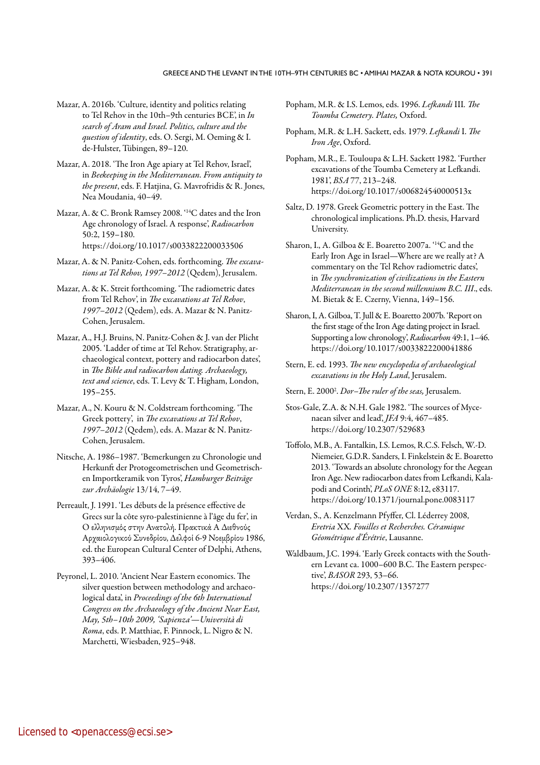Mazar, A. 2016b. 'Culture, identity and politics relating to Tel Rehov in the 10th–9th centuries BCE', in *In search of Aram and Israel. Politics, culture and the question of identity*, eds. O. Sergi, M. Oeming & I. de-Hulster, Tübingen, 89–120.

Mazar, A. 2018. 'The Iron Age apiary at Tel Rehov, Israel', in *Beekeeping in the Mediterranean. From antiquity to the present*, eds. F. Hatjina, G. Mavrofridis & R. Jones, Nea Moudania, 40–49.

Mazar, A. & C. Bronk Ramsey 2008. '[14]C dates and the Iron Age chronology of Israel. A response', *Radiocarbon* 50:2, 159–180. https://doi.org/10.1017/s0033822200033506

Mazar, A. & N. Panitz-Cohen, eds. forthcoming. *The excavations at Tel Rehov, 1997–2012* (Qedem), Jerusalem.

Mazar, A. & K. Streit forthcoming. 'The radiometric dates from Tel Rehov', in *The excavations at Tel Rehov, 1997–2012* (Qedem), eds. A. Mazar & N. Panitz-Cohen, Jerusalem.

Mazar, A., H.J. Bruins, N. Panitz-Cohen & J. van der Plicht 2005. 'Ladder of time at Tel Rehov. Stratigraphy, archaeological context, pottery and radiocarbon dates', in *The Bible and radiocarbon dating. Archaeology, text and science*, eds. T. Levy & T. Higham, London, 195–255.

Mazar, A., N. Kouru & N. Coldstream forthcoming. 'The Greek pottery', in *The excavations at Tel Rehov, 1997–2012* (Qedem), eds. A. Mazar & N. Panitz-Cohen, Jerusalem.

Nitsche, A. 1986–1987. 'Bemerkungen zu Chronologie und Herkunft der Protogeometrischen und Geometrischen Importkeramik von Tyros', *Hamburger Beiträge zur Archäologie* 13/14, 7–49.

Perreault, J. 1991. 'Les débuts de la présence effective de Grecs sur la côte syro-palestinienne à l'âge du fer', in Ο ελληνισμός στην Ανατολή. Πρακτικά Α Διεθνούς Αρχαιολογικού Συνεδρίου, Δελφοί 6-9 Νοεμβρίου 1986, ed. the European Cultural Center of Delphi, Athens, 393–406.

Peyronel, L. 2010. 'Ancient Near Eastern economics. The silver question between methodology and archaeological data', in *Proceedings of the 6th International Congress on the Archaeology of the Ancient Near East, May, 5th–10th 2009, 'Sapienza'—Università di Roma*, eds. P. Matthiae, F. Pinnock, L. Nigro & N. Marchetti, Wiesbaden, 925–948.

Popham, M.R. & I.S. Lemos, eds. 1996. *Lefkandi* III. *The Toumba Cemetery. Plates,* Oxford.

Popham, M.R. & L.H. Sackett, eds. 1979. *Lefkandi* I. *The Iron Age*, Oxford.

Popham, M.R., E. Touloupa & L.H. Sackett 1982. 'Further excavations of the Toumba Cemetery at Lefkandi. 1981', *BSA* 77, 213–248. https://doi.org/10.1017/s006824540000513x

Saltz, D. 1978. Greek Geometric pottery in the East. The chronological implications. Ph.D. thesis, Harvard University.

Sharon, I., A. Gilboa & E. Boaretto 2007a. '[14]C and the Early Iron Age in Israel—Where are we really at? A commentary on the Tel Rehov radiometric dates', in *The synchronization of civilizations in the Eastern Mediterranean in the second millennium B.C. III.*, eds. M. Bietak & E. Czerny, Vienna, 149–156.

Sharon, I, A. Gilboa, T. Jull & E. Boaretto 2007b. 'Report on the first stage of the Iron Age dating project in Israel. Supporting a low chronology', *Radiocarbon* 49:1, 1–46. https://doi.org/10.1017/s0033822200041886

Stern, E. ed. 1993. *The new encyclopedia of archaeological excavations in the Holy Land*, Jerusalem.

Stern, E. 2000[2]. *Dor–The ruler of the seas,* Jerusalem.

Stos-Gale, Z.A. & N.H. Gale 1982. 'The sources of Mycenaean silver and lead', *JFA* 9:4, 467–485. https://doi.org/10.2307/529683

Toffolo, M.B., A. Fantalkin, I.S. Lemos, R.C.S. Felsch, W.-D. Niemeier, G.D.R. Sanders, I. Finkelstein & E. Boaretto 2013. 'Towards an absolute chronology for the Aegean Iron Age. New radiocarbon dates from Lefkandi, Kalapodi and Corinth', *PLoS ONE* 8:12, e83117. https://doi.org/10.1371/journal.pone.0083117

Verdan, S., A. Kenzelmann Pfyffer, Cl. Léderrey 2008, *Eretria* XX. *Fouilles et Recherches. Céramique Géométrique d'Érétrie*, Lausanne.

Waldbaum, J.C. 1994. 'Early Greek contacts with the Southern Levant ca. 1000–600 B.C. The Eastern perspective', *BASOR* 293, 53–66. https://doi.org/10.2307/1357277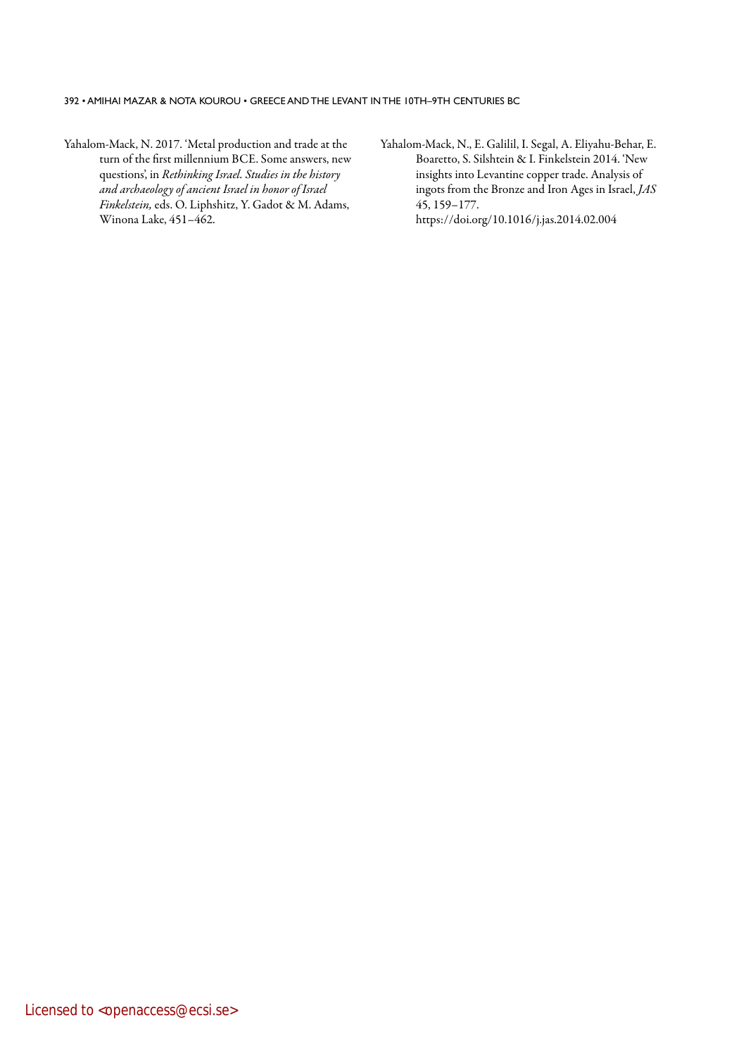Yahalom-Mack, N. 2017. 'Metal production and trade at the turn of the first millennium BCE. Some answers, new questions', in *Rethinking Israel. Studies in the history and archaeology of ancient Israel in honor of Israel Finkelstein,* eds. O. Liphshitz, Y. Gadot & M. Adams, Winona Lake, 451–462.

Yahalom-Mack, N., E. Galilil, I. Segal, A. Eliyahu-Behar, E. Boaretto, S. Silshtein & I. Finkelstein 2014. 'New insights into Levantine copper trade. Analysis of ingots from the Bronze and Iron Ages in Israel, *JAS* 45, 159–177.
https://doi.org/10.1016/j.jas.2014.02.004

Licensed to <openaccess@ecsi.se>